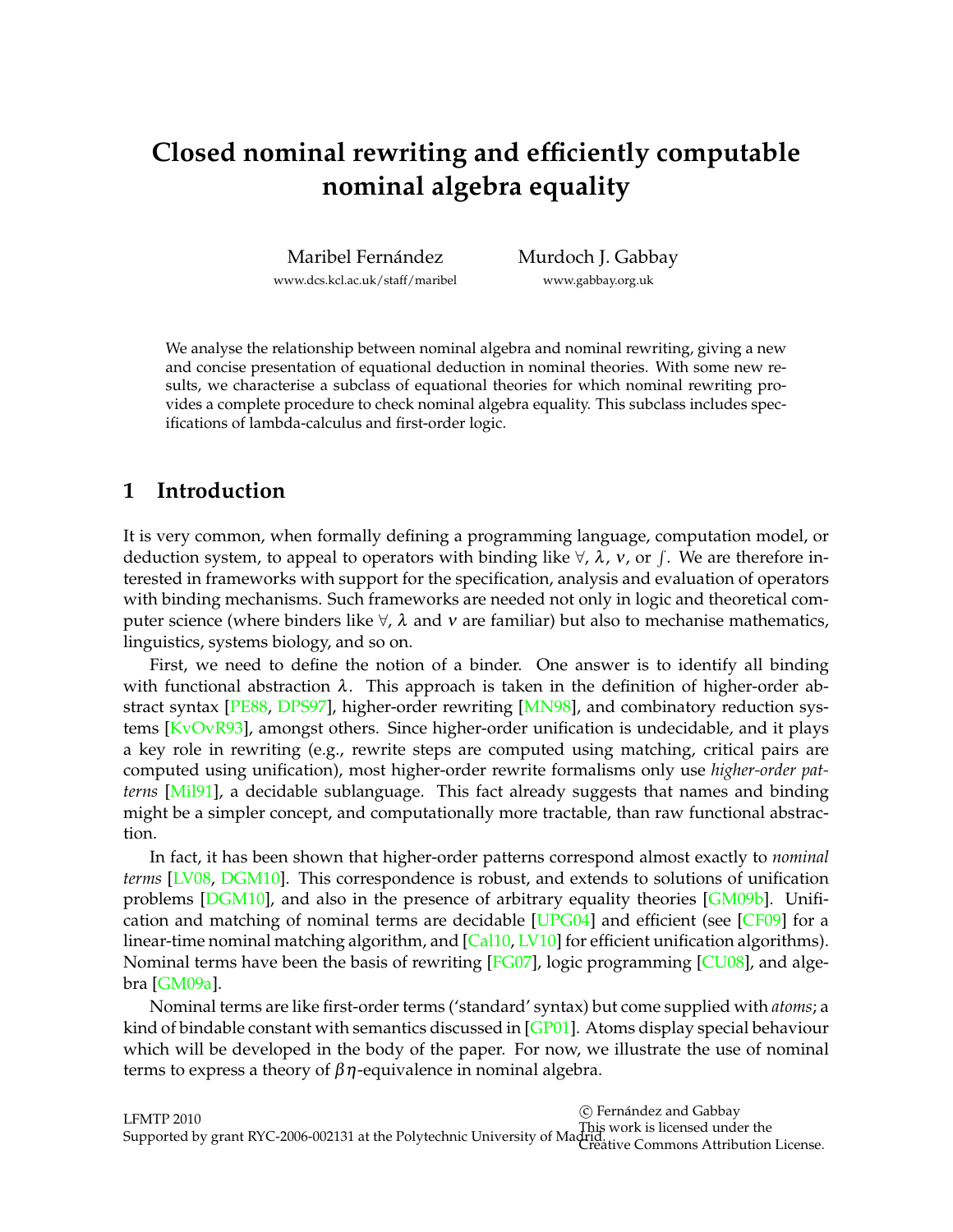# Closed nominal rewriting and efficiently computable nominal algebra equality

Maribel Fernández
www.dcs.kcl.ac.uk/staff/maribel

Murdoch J. Gabbay
www.gabbay.org.uk

We analyse the relationship between nominal algebra and nominal rewriting, giving a new and concise presentation of equational deduction in nominal theories. With some new results, we characterise a subclass of equational theories for which nominal rewriting provides a complete procedure to check nominal algebra equality. This subclass includes specifications of lambda-calculus and first-order logic.

## 1 Introduction

It is very common, when formally defining a programming language, computation model, or deduction system, to appeal to operators with binding like $\forall$, $\lambda$, $\nu$, or $\int$. We are therefore interested in frameworks with support for the specification, analysis and evaluation of operators with binding mechanisms. Such frameworks are needed not only in logic and theoretical computer science (where binders like $\forall$, $\lambda$ and $\nu$ are familiar) but also to mechanise mathematics, linguistics, systems biology, and so on.

First, we need to define the notion of a binder. One answer is to identify all binding with functional abstraction $\lambda$. This approach is taken in the definition of higher-order abstract syntax [PE88, DPS97], higher-order rewriting [MN98], and combinatory reduction systems [KvOvR93], amongst others. Since higher-order unification is undecidable, and it plays a key role in rewriting (e.g., rewrite steps are computed using matching, critical pairs are computed using unification), most higher-order rewrite formalisms only use *higher-order patterns* [Mil91], a decidable sublanguage. This fact already suggests that names and binding might be a simpler concept, and computationally more tractable, than raw functional abstraction.

In fact, it has been shown that higher-order patterns correspond almost exactly to *nominal terms* [LV08, DGM10]. This correspondence is robust, and extends to solutions of unification problems [DGM10], and also in the presence of arbitrary equality theories [GM09b]. Unification and matching of nominal terms are decidable [UPG04] and efficient (see [CF09] for a linear-time nominal matching algorithm, and [Cal10, LV10] for efficient unification algorithms). Nominal terms have been the basis of rewriting [FG07], logic programming [CU08], and algebra [GM09a].

Nominal terms are like first-order terms ('standard' syntax) but come supplied with *atoms*; a kind of bindable constant with semantics discussed in [GP01]. Atoms display special behaviour which will be developed in the body of the paper. For now, we illustrate the use of nominal terms to express a theory of $\beta\eta$-equivalence in nominal algebra.

LFMTP 2010
Supported by grant RYC-2006-002131 at the Polytechnic University of Madrid.

© Fernández and Gabbay
This work is licensed under the
Creative Commons Attribution License.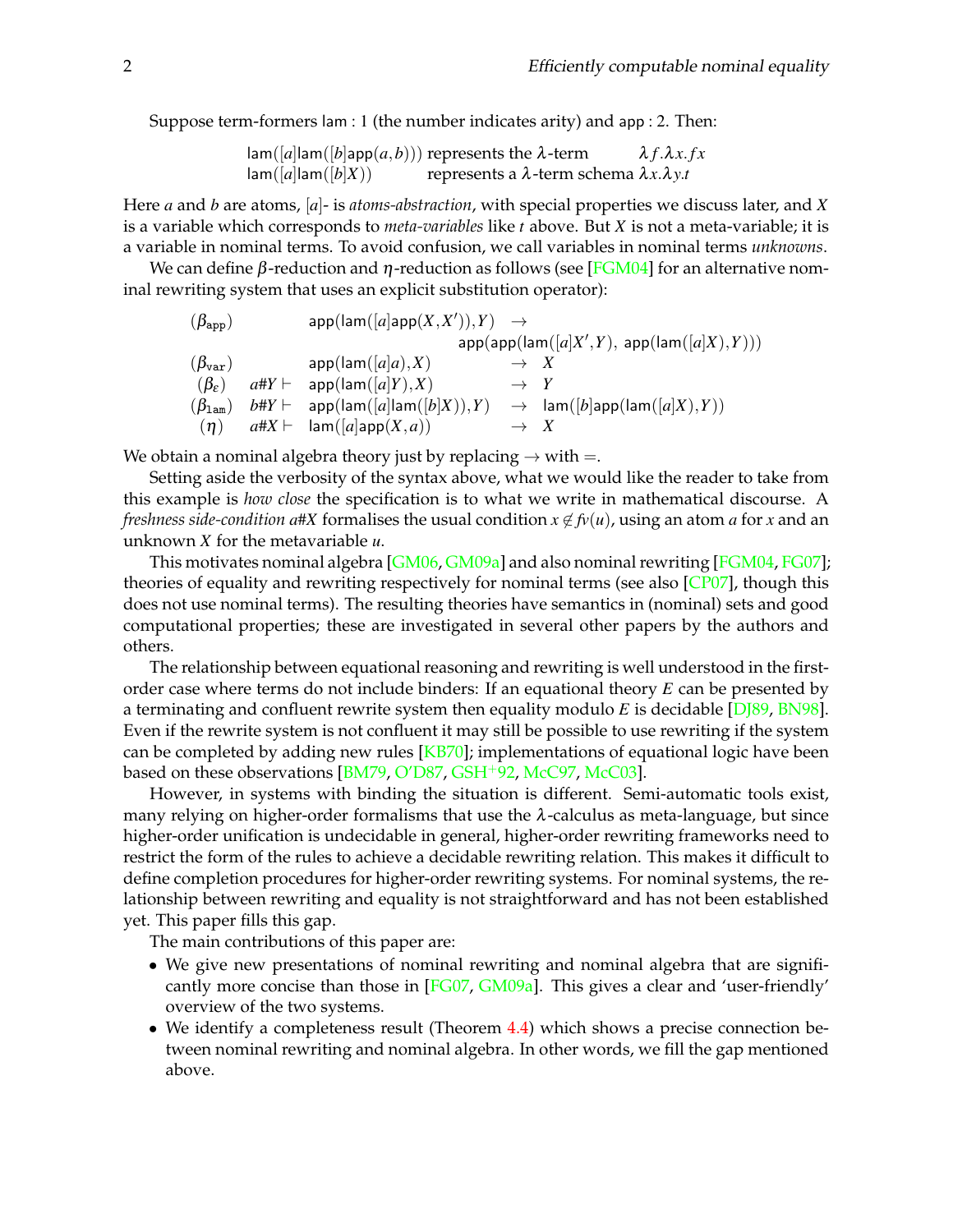Suppose term-formers $\mathsf{lam} : 1$ (the number indicates arity) and $\mathsf{app} : 2$. Then:

$$\begin{array}{lll} \mathsf{lam}([a]\mathsf{lam}([b]\mathsf{app}(a,b))) & \text{represents the } \lambda\text{-term} & \lambda f.\lambda x.fx \\ \mathsf{lam}([a]\mathsf{lam}([b]X)) & \text{represents a } \lambda\text{-term schema} & \lambda x.\lambda y.t \end{array}$$

Here $a$ and $b$ are atoms, $[a]$- is *atoms-abstraction*, with special properties we discuss later, and $X$ is a variable which corresponds to *meta-variables* like $t$ above. But $X$ is not a meta-variable; it is a variable in nominal terms. To avoid confusion, we call variables in nominal terms *unknowns*.

We can define $\beta$-reduction and $\eta$-reduction as follows (see [FGM04] for an alternative nominal rewriting system that uses an explicit substitution operator):

$$\begin{array}{rrlcl}
(\beta_{\mathtt{app}}) & & \mathsf{app}(\mathsf{lam}([a]\mathsf{app}(X,X')),Y) & \to & \\
 & & & & \mathsf{app}(\mathsf{app}(\mathsf{lam}([a]X',Y),\ \mathsf{app}(\mathsf{lam}([a]X),Y))) \\
(\beta_{\mathtt{var}}) & & \mathsf{app}(\mathsf{lam}([a]a),X) & \to & X \\
(\beta_{\epsilon}) & a\#Y \vdash & \mathsf{app}(\mathsf{lam}([a]Y),X) & \to & Y \\
(\beta_{\mathtt{lam}}) & b\#Y \vdash & \mathsf{app}(\mathsf{lam}([a]\mathsf{lam}([b]X)),Y) & \to & \mathsf{lam}([b]\mathsf{app}(\mathsf{lam}([a]X),Y)) \\
(\eta) & a\#X \vdash & \mathsf{lam}([a]\mathsf{app}(X,a)) & \to & X
\end{array}$$

We obtain a nominal algebra theory just by replacing $\to$ with $=$.

Setting aside the verbosity of the syntax above, what we would like the reader to take from this example is *how close* the specification is to what we write in mathematical discourse. A *freshness side-condition* $a\#X$ formalises the usual condition $x \notin fv(u)$, using an atom $a$ for $x$ and an unknown $X$ for the metavariable $u$.

This motivates nominal algebra [GM06, GM09a] and also nominal rewriting [FGM04, FG07]; theories of equality and rewriting respectively for nominal terms (see also [CP07], though this does not use nominal terms). The resulting theories have semantics in (nominal) sets and good computational properties; these are investigated in several other papers by the authors and others.

The relationship between equational reasoning and rewriting is well understood in the first-order case where terms do not include binders: If an equational theory $E$ can be presented by a terminating and confluent rewrite system then equality modulo $E$ is decidable [DJ89, BN98]. Even if the rewrite system is not confluent it may still be possible to use rewriting if the system can be completed by adding new rules [KB70]; implementations of equational logic have been based on these observations [BM79, O'D87, GSH+92, McC97, McC03].

However, in systems with binding the situation is different. Semi-automatic tools exist, many relying on higher-order formalisms that use the $\lambda$-calculus as meta-language, but since higher-order unification is undecidable in general, higher-order rewriting frameworks need to restrict the form of the rules to achieve a decidable rewriting relation. This makes it difficult to define completion procedures for higher-order rewriting systems. For nominal systems, the relationship between rewriting and equality is not straightforward and has not been established yet. This paper fills this gap.

The main contributions of this paper are:

- We give new presentations of nominal rewriting and nominal algebra that are significantly more concise than those in [FG07, GM09a]. This gives a clear and 'user-friendly' overview of the two systems.
- We identify a completeness result (Theorem 4.4) which shows a precise connection between nominal rewriting and nominal algebra. In other words, we fill the gap mentioned above.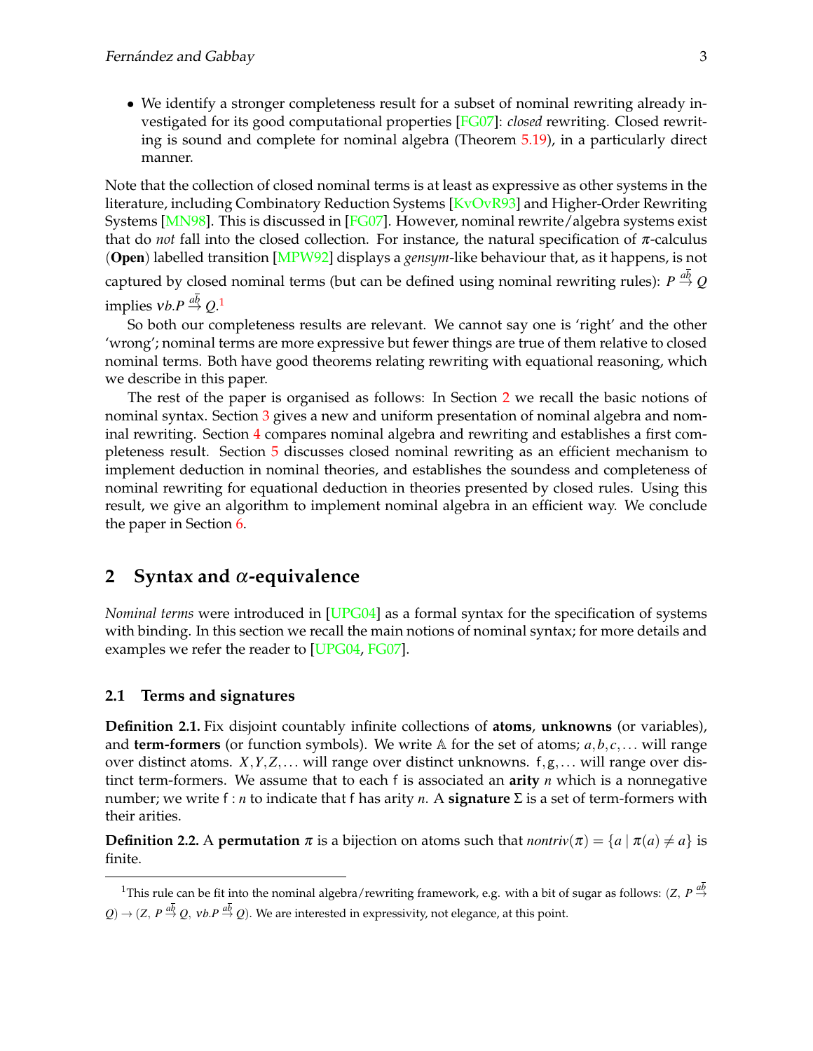- We identify a stronger completeness result for a subset of nominal rewriting already investigated for its good computational properties [FG07]: *closed* rewriting. Closed rewriting is sound and complete for nominal algebra (Theorem 5.19), in a particularly direct manner.

Note that the collection of closed nominal terms is at least as expressive as other systems in the literature, including Combinatory Reduction Systems [KvOvR93] and Higher-Order Rewriting Systems [MN98]. This is discussed in [FG07]. However, nominal rewrite/algebra systems exist that do *not* fall into the closed collection. For instance, the natural specification of $\pi$-calculus (**Open**) labelled transition [MPW92] displays a *gensym*-like behaviour that, as it happens, is not captured by closed nominal terms (but can be defined using nominal rewriting rules): $P \overset{a\overline{b}}{\to} Q$ implies $\nu b.P \overset{a\overline{b}}{\to} Q$.[1]

So both our completeness results are relevant. We cannot say one is 'right' and the other 'wrong'; nominal terms are more expressive but fewer things are true of them relative to closed nominal terms. Both have good theorems relating rewriting with equational reasoning, which we describe in this paper.

The rest of the paper is organised as follows: In Section 2 we recall the basic notions of nominal syntax. Section 3 gives a new and uniform presentation of nominal algebra and nominal rewriting. Section 4 compares nominal algebra and rewriting and establishes a first completeness result. Section 5 discusses closed nominal rewriting as an efficient mechanism to implement deduction in nominal theories, and establishes the soundess and completeness of nominal rewriting for equational deduction in theories presented by closed rules. Using this result, we give an algorithm to implement nominal algebra in an efficient way. We conclude the paper in Section 6.

## 2 Syntax and $\alpha$-equivalence

*Nominal terms* were introduced in [UPG04] as a formal syntax for the specification of systems with binding. In this section we recall the main notions of nominal syntax; for more details and examples we refer the reader to [UPG04, FG07].

### 2.1 Terms and signatures

**Definition 2.1.** Fix disjoint countably infinite collections of **atoms**, **unknowns** (or variables), and **term-formers** (or function symbols). We write $\mathbb{A}$ for the set of atoms; $a, b, c, \ldots$ will range over distinct atoms. $X, Y, Z, \ldots$ will range over distinct unknowns. $\mathsf{f}, \mathsf{g}, \ldots$ will range over distinct term-formers. We assume that to each $\mathsf{f}$ is associated an **arity** $n$ which is a nonnegative number; we write $\mathsf{f} : n$ to indicate that $\mathsf{f}$ has arity $n$. A **signature** $\Sigma$ is a set of term-formers with their arities.

**Definition 2.2.** A **permutation** $\pi$ is a bijection on atoms such that $nontriv(\pi) = \{a \mid \pi(a) \neq a\}$ is finite.

[1] This rule can be fit into the nominal algebra/rewriting framework, e.g. with a bit of sugar as follows: $(Z,\ P \overset{a\overline{b}}{\to} Q) \to (Z,\ P \overset{a\overline{b}}{\to} Q,\ \nu b.P \overset{a\overline{b}}{\to} Q)$. We are interested in expressivity, not elegance, at this point.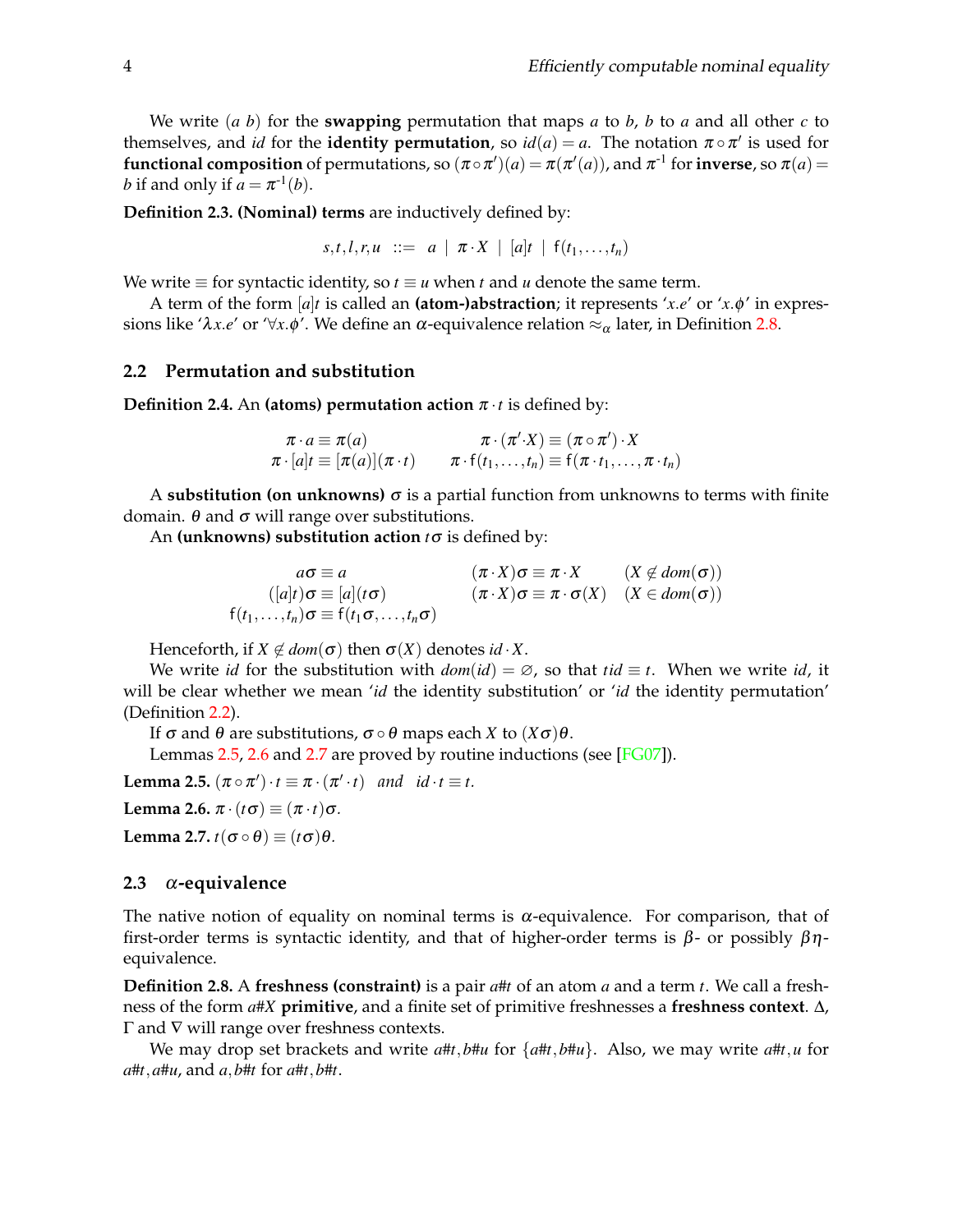We write $(a\ b)$ for the **swapping** permutation that maps $a$ to $b$, $b$ to $a$ and all other $c$ to themselves, and $id$ for the **identity permutation**, so $id(a) = a$. The notation $\pi \circ \pi'$ is used for **functional composition** of permutations, so $(\pi \circ \pi')(a) = \pi(\pi'(a))$, and $\pi^{-1}$ for **inverse**, so $\pi(a) = b$ if and only if $a = \pi^{-1}(b)$.

**Definition 2.3. (Nominal) terms** are inductively defined by:

$$s, t, l, r, u \ ::= \ a \ \mid \ \pi \cdot X \ \mid \ [a]t \ \mid \ \mathsf{f}(t_1, \ldots, t_n)$$

We write $\equiv$ for syntactic identity, so $t \equiv u$ when $t$ and $u$ denote the same term.

A term of the form $[a]t$ is called an **(atom-)abstraction**; it represents '$x.e$' or '$x.\phi$' in expressions like '$\lambda x.e$' or '$\forall x.\phi$'. We define an $\alpha$-equivalence relation $\approx_\alpha$ later, in Definition 2.8.

## 2.2 Permutation and substitution

**Definition 2.4.** An **(atoms) permutation action** $\pi \cdot t$ is defined by:

$$\begin{array}{rlrl}
\pi \cdot a \equiv & \pi(a) & \pi \cdot (\pi' \cdot X) \equiv & (\pi \circ \pi') \cdot X \\
\pi \cdot [a]t \equiv & [\pi(a)](\pi \cdot t) & \pi \cdot \mathsf{f}(t_1, \ldots, t_n) \equiv & \mathsf{f}(\pi \cdot t_1, \ldots, \pi \cdot t_n)
\end{array}$$

A **substitution (on unknowns)** $\sigma$ is a partial function from unknowns to terms with finite domain. $\theta$ and $\sigma$ will range over substitutions.

An **(unknowns) substitution action** $t\sigma$ is defined by:

$$\begin{array}{rlrll}
a\sigma \equiv & a & (\pi \cdot X)\sigma \equiv & \pi \cdot X & (X \notin dom(\sigma)) \\
([a]t)\sigma \equiv & [a](t\sigma) & (\pi \cdot X)\sigma \equiv & \pi \cdot \sigma(X) & (X \in dom(\sigma)) \\
\mathsf{f}(t_1, \ldots, t_n)\sigma \equiv & \mathsf{f}(t_1\sigma, \ldots, t_n\sigma) & & &
\end{array}$$

Henceforth, if $X \notin dom(\sigma)$ then $\sigma(X)$ denotes $id \cdot X$.

We write $id$ for the substitution with $dom(id) = \varnothing$, so that $t id \equiv t$. When we write $id$, it will be clear whether we mean '$id$ the identity substitution' or '$id$ the identity permutation' (Definition 2.2).

If $\sigma$ and $\theta$ are substitutions, $\sigma \circ \theta$ maps each $X$ to $(X\sigma)\theta$.

Lemmas 2.5, 2.6 and 2.7 are proved by routine inductions (see [FG07]).

**Lemma 2.5.** $(\pi \circ \pi') \cdot t \equiv \pi \cdot (\pi' \cdot t)$ *and* $id \cdot t \equiv t$.

**Lemma 2.6.** $\pi \cdot (t\sigma) \equiv (\pi \cdot t)\sigma$.

**Lemma 2.7.** $t(\sigma \circ \theta) \equiv (t\sigma)\theta$.

## 2.3 $\alpha$-equivalence

The native notion of equality on nominal terms is $\alpha$-equivalence. For comparison, that of first-order terms is syntactic identity, and that of higher-order terms is $\beta$- or possibly $\beta\eta$-equivalence.

**Definition 2.8.** A **freshness (constraint)** is a pair $a\#t$ of an atom $a$ and a term $t$. We call a freshness of the form $a\#X$ **primitive**, and a finite set of primitive freshnesses a **freshness context**. $\Delta$, $\Gamma$ and $\nabla$ will range over freshness contexts.

We may drop set brackets and write $a\#t, b\#u$ for $\{a\#t, b\#u\}$. Also, we may write $a\#t, u$ for $a\#t, a\#u$, and $a, b\#t$ for $a\#t, b\#t$.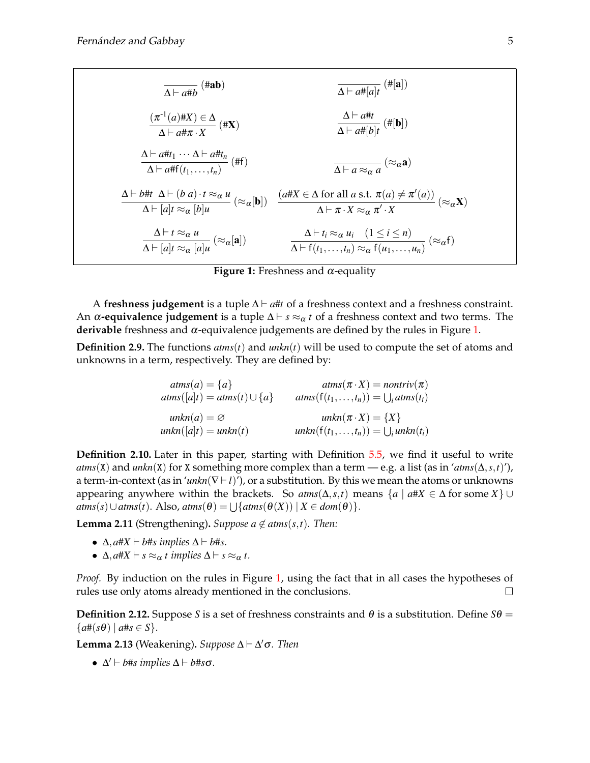$$\frac{}{\Delta \vdash a\#b}\ (\#\mathbf{ab}) \qquad \frac{}{\Delta \vdash a\#[a]t}\ (\#[\mathbf{a}])$$

$$\frac{(\pi^{-1}(a)\#X) \in \Delta}{\Delta \vdash a\#\pi \cdot X}\ (\#\mathbf{X}) \qquad \frac{\Delta \vdash a\#t}{\Delta \vdash a\#[b]t}\ (\#[\mathbf{b}])$$

$$\frac{\Delta \vdash a\#t_1 \cdots \Delta \vdash a\#t_n}{\Delta \vdash a\#\mathsf{f}(t_1,\ldots,t_n)}\ (\#\mathsf{f}) \qquad \frac{}{\Delta \vdash a \approx_\alpha a}\ (\approx_\alpha \mathbf{a})$$

$$\frac{\Delta \vdash b\#t \quad \Delta \vdash (b\ a)\cdot t \approx_\alpha u}{\Delta \vdash [a]t \approx_\alpha [b]u}\ (\approx_\alpha [\mathbf{b}]) \qquad \frac{(a\#X \in \Delta \text{ for all } a \text{ s.t. } \pi(a) \neq \pi'(a))}{\Delta \vdash \pi \cdot X \approx_\alpha \pi' \cdot X}\ (\approx_\alpha \mathbf{X})$$

$$\frac{\Delta \vdash t \approx_\alpha u}{\Delta \vdash [a]t \approx_\alpha [a]u}\ (\approx_\alpha [\mathbf{a}]) \qquad \frac{\Delta \vdash t_i \approx_\alpha u_i \quad (1 \leq i \leq n)}{\Delta \vdash \mathsf{f}(t_1,\ldots,t_n) \approx_\alpha \mathsf{f}(u_1,\ldots,u_n)}\ (\approx_\alpha \mathsf{f})$$

**Figure 1:** Freshness and $\alpha$-equality

A **freshness judgement** is a tuple $\Delta \vdash a\#t$ of a freshness context and a freshness constraint. An $\alpha$**-equivalence judgement** is a tuple $\Delta \vdash s \approx_\alpha t$ of a freshness context and two terms. The **derivable** freshness and $\alpha$-equivalence judgements are defined by the rules in Figure 1.

**Definition 2.9.** The functions $atms(t)$ and $unkn(t)$ will be used to compute the set of atoms and unknowns in a term, respectively. They are defined by:

$$\begin{array}{rlrl}
atms(a) = \{a\} & & atms(\pi \cdot X) = nontriv(\pi) \\
atms([a]t) = atms(t) \cup \{a\} & & atms(\mathsf{f}(t_1,\ldots,t_n)) = \bigcup_i atms(t_i) \\
\\
unkn(a) = \varnothing & & unkn(\pi \cdot X) = \{X\} \\
unkn([a]t) = unkn(t) & & unkn(\mathsf{f}(t_1,\ldots,t_n)) = \bigcup_i unkn(t_i)
\end{array}$$

**Definition 2.10.** Later in this paper, starting with Definition 5.5, we find it useful to write $atms(\mathtt{X})$ and $unkn(\mathtt{X})$ for $\mathtt{X}$ something more complex than a term — e.g. a list (as in '$atms(\Delta,s,t)$'), a term-in-context (as in '$unkn(\nabla \vdash l)$'), or a substitution. By this we mean the atoms or unknowns appearing anywhere within the brackets. So $atms(\Delta,s,t)$ means $\{a \mid a\#X \in \Delta \text{ for some } X\} \cup atms(s) \cup atms(t)$. Also, $atms(\theta) = \bigcup\{atms(\theta(X)) \mid X \in dom(\theta)\}$.

**Lemma 2.11** (Strengthening). *Suppose $a \notin atms(s,t)$. Then:*

- *$\Delta, a\#X \vdash b\#s$ implies $\Delta \vdash b\#s$.*
- *$\Delta, a\#X \vdash s \approx_\alpha t$ implies $\Delta \vdash s \approx_\alpha t$.*

*Proof.* By induction on the rules in Figure 1, using the fact that in all cases the hypotheses of rules use only atoms already mentioned in the conclusions. □

**Definition 2.12.** Suppose $S$ is a set of freshness constraints and $\theta$ is a substitution. Define $S\theta = \{a\#(s\theta) \mid a\#s \in S\}$.

**Lemma 2.13** (Weakening). *Suppose $\Delta \vdash \Delta'\sigma$. Then*

- *$\Delta' \vdash b\#s$ implies $\Delta \vdash b\#s\sigma$.*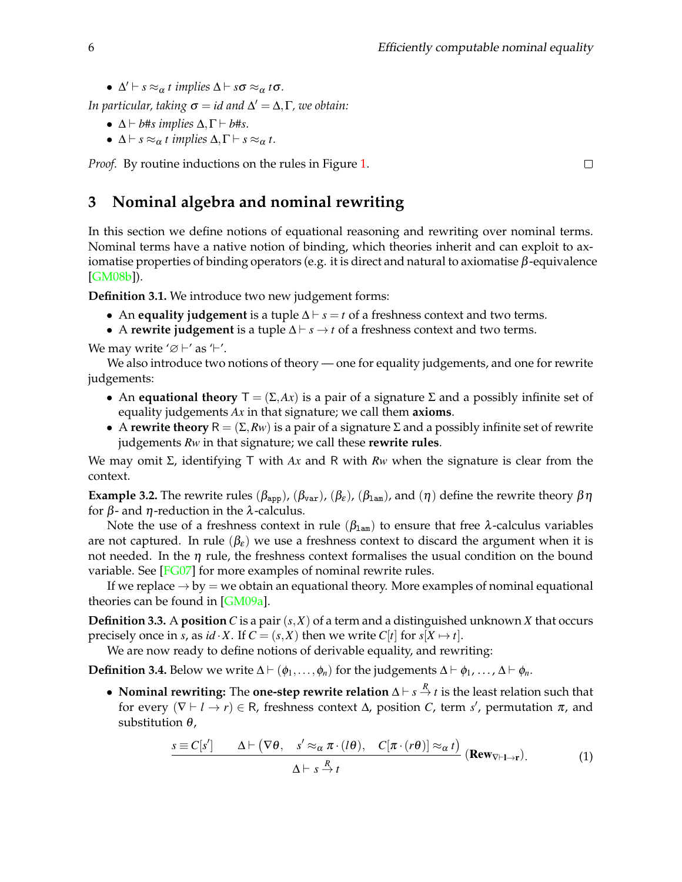- $\Delta' \vdash s \approx_\alpha t$ *implies* $\Delta \vdash s\sigma \approx_\alpha t\sigma$.

*In particular, taking* $\sigma = id$ *and* $\Delta' = \Delta, \Gamma$*, we obtain:*

- $\Delta \vdash b\#s$ *implies* $\Delta, \Gamma \vdash b\#s$.
- $\Delta \vdash s \approx_\alpha t$ *implies* $\Delta, \Gamma \vdash s \approx_\alpha t$.

*Proof.* By routine inductions on the rules in Figure 1. □

## 3 Nominal algebra and nominal rewriting

In this section we define notions of equational reasoning and rewriting over nominal terms. Nominal terms have a native notion of binding, which theories inherit and can exploit to axiomatise properties of binding operators (e.g. it is direct and natural to axiomatise $\beta$-equivalence [GM08b]).

**Definition 3.1.** We introduce two new judgement forms:

- An **equality judgement** is a tuple $\Delta \vdash s = t$ of a freshness context and two terms.
- A **rewrite judgement** is a tuple $\Delta \vdash s \to t$ of a freshness context and two terms.

We may write '$\varnothing \vdash$' as '$\vdash$'.

We also introduce two notions of theory — one for equality judgements, and one for rewrite judgements:

- An **equational theory** $\mathsf{T} = (\Sigma, Ax)$ is a pair of a signature $\Sigma$ and a possibly infinite set of equality judgements $Ax$ in that signature; we call them **axioms**.
- A **rewrite theory** $\mathsf{R} = (\Sigma, Rw)$ is a pair of a signature $\Sigma$ and a possibly infinite set of rewrite judgements $Rw$ in that signature; we call these **rewrite rules**.

We may omit $\Sigma$, identifying $\mathsf{T}$ with $Ax$ and $\mathsf{R}$ with $Rw$ when the signature is clear from the context.

**Example 3.2.** The rewrite rules $(\beta_{\mathtt{app}})$, $(\beta_{\mathtt{var}})$, $(\beta_\varepsilon)$, $(\beta_{\mathtt{lam}})$, and $(\eta)$ define the rewrite theory $\beta\eta$ for $\beta$- and $\eta$-reduction in the $\lambda$-calculus.

Note the use of a freshness context in rule $(\beta_{\mathtt{lam}})$ to ensure that free $\lambda$-calculus variables are not captured. In rule $(\beta_\varepsilon)$ we use a freshness context to discard the argument when it is not needed. In the $\eta$ rule, the freshness context formalises the usual condition on the bound variable. See [FG07] for more examples of nominal rewrite rules.

If we replace $\to$ by $=$ we obtain an equational theory. More examples of nominal equational theories can be found in [GM09a].

**Definition 3.3.** A **position** $C$ is a pair $(s, X)$ of a term and a distinguished unknown $X$ that occurs precisely once in $s$, as $id \cdot X$. If $C = (s, X)$ then we write $C[t]$ for $s[X \mapsto t]$.

We are now ready to define notions of derivable equality, and rewriting:

**Definition 3.4.** Below we write $\Delta \vdash (\phi_1, \ldots, \phi_n)$ for the judgements $\Delta \vdash \phi_1, \ldots, \Delta \vdash \phi_n$.

- **Nominal rewriting:** The **one-step rewrite relation** $\Delta \vdash s \xrightarrow{R} t$ is the least relation such that for every $(\nabla \vdash l \to r) \in \mathsf{R}$, freshness context $\Delta$, position $C$, term $s'$, permutation $\pi$, and substitution $\theta$,

$$\frac{s \equiv C[s'] \qquad \Delta \vdash \big(\nabla\theta, \quad s' \approx_\alpha \pi \cdot (l\theta), \quad C[\pi \cdot (r\theta)] \approx_\alpha t\big)}{\Delta \vdash s \xrightarrow{R} t} \; (\mathbf{Rew}_{\nabla \vdash \mathbf{l} \to \mathbf{r}}). \tag{1}$$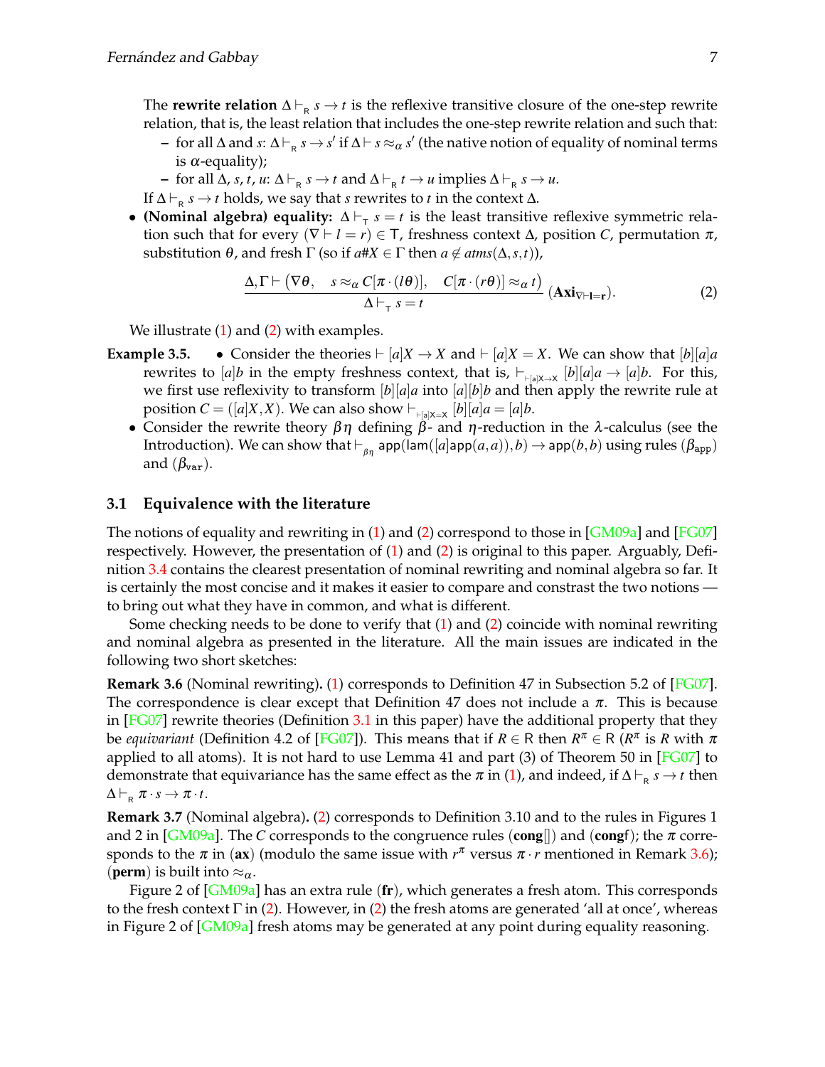The **rewrite relation** $\Delta \vdash_{\mathsf{R}} s \to t$ is the reflexive transitive closure of the one-step rewrite relation, that is, the least relation that includes the one-step rewrite relation and such that:

- for all $\Delta$ and $s$: $\Delta \vdash_{\mathsf{R}} s \to s'$ if $\Delta \vdash s \approx_\alpha s'$ (the native notion of equality of nominal terms is $\alpha$-equality);
- for all $\Delta$, $s$, $t$, $u$: $\Delta \vdash_{\mathsf{R}} s \to t$ and $\Delta \vdash_{\mathsf{R}} t \to u$ implies $\Delta \vdash_{\mathsf{R}} s \to u$.

If $\Delta \vdash_{\mathsf{R}} s \to t$ holds, we say that $s$ rewrites to $t$ in the context $\Delta$.

- **(Nominal algebra) equality:** $\Delta \vdash_{\mathsf{T}} s = t$ is the least transitive reflexive symmetric relation such that for every $(\nabla \vdash l = r) \in \mathsf{T}$, freshness context $\Delta$, position $C$, permutation $\pi$, substitution $\theta$, and fresh $\Gamma$ (so if $a\#X \in \Gamma$ then $a \notin atms(\Delta, s, t)$),

$$\frac{\Delta, \Gamma \vdash \left(\nabla\theta, \quad s \approx_\alpha C[\pi \cdot (l\theta)], \quad C[\pi \cdot (r\theta)] \approx_\alpha t\right)}{\Delta \vdash_{\mathsf{T}} s = t} \ (\mathbf{Axi}_{\nabla \vdash \mathbf{l}=\mathbf{r}}). \tag{2}$$

We illustrate (1) and (2) with examples.

**Example 3.5.**

- Consider the theories $\vdash [a]X \to X$ and $\vdash [a]X = X$. We can show that $[b][a]a$ rewrites to $[a]b$ in the empty freshness context, that is, $\vdash_{\vdash [a]X \to X} [b][a]a \to [a]b$. For this, we first use reflexivity to transform $[b][a]a$ into $[a][b]b$ and then apply the rewrite rule at position $C = ([a]X, X)$. We can also show $\vdash_{\vdash [a]X = X} [b][a]a = [a]b$.
- Consider the rewrite theory $\beta\eta$ defining $\beta$- and $\eta$-reduction in the $\lambda$-calculus (see the Introduction). We can show that $\vdash_{\beta\eta} \mathsf{app}(\mathsf{lam}([a]\mathsf{app}(a,a)), b) \to \mathsf{app}(b,b)$ using rules $(\beta_{\mathsf{app}})$ and $(\beta_{\mathtt{var}})$.

### 3.1 Equivalence with the literature

The notions of equality and rewriting in (1) and (2) correspond to those in [GM09a] and [FG07] respectively. However, the presentation of (1) and (2) is original to this paper. Arguably, Definition 3.4 contains the clearest presentation of nominal rewriting and nominal algebra so far. It is certainly the most concise and it makes it easier to compare and contrast the two notions — to bring out what they have in common, and what is different.

Some checking needs to be done to verify that (1) and (2) coincide with nominal rewriting and nominal algebra as presented in the literature. All the main issues are indicated in the following two short sketches:

**Remark 3.6** (Nominal rewriting)**.** (1) corresponds to Definition 47 in Subsection 5.2 of [FG07]. The correspondence is clear except that Definition 47 does not include a $\pi$. This is because in [FG07] rewrite theories (Definition 3.1 in this paper) have the additional property that they be *equivariant* (Definition 4.2 of [FG07]). This means that if $R \in \mathsf{R}$ then $R^\pi \in \mathsf{R}$ ($R^\pi$ is $R$ with $\pi$ applied to all atoms). It is not hard to use Lemma 41 and part (3) of Theorem 50 in [FG07] to demonstrate that equivariance has the same effect as the $\pi$ in (1), and indeed, if $\Delta \vdash_{\mathsf{R}} s \to t$ then $\Delta \vdash_{\mathsf{R}} \pi \cdot s \to \pi \cdot t$.

**Remark 3.7** (Nominal algebra)**.** (2) corresponds to Definition 3.10 and to the rules in Figures 1 and 2 in [GM09a]. The $C$ corresponds to the congruence rules (**cong**[]) and (**cong**f); the $\pi$ corresponds to the $\pi$ in (**ax**) (modulo the same issue with $r^\pi$ versus $\pi \cdot r$ mentioned in Remark 3.6); (**perm**) is built into $\approx_\alpha$.

Figure 2 of [GM09a] has an extra rule (**fr**), which generates a fresh atom. This corresponds to the fresh context $\Gamma$ in (2). However, in (2) the fresh atoms are generated 'all at once', whereas in Figure 2 of [GM09a] fresh atoms may be generated at any point during equality reasoning.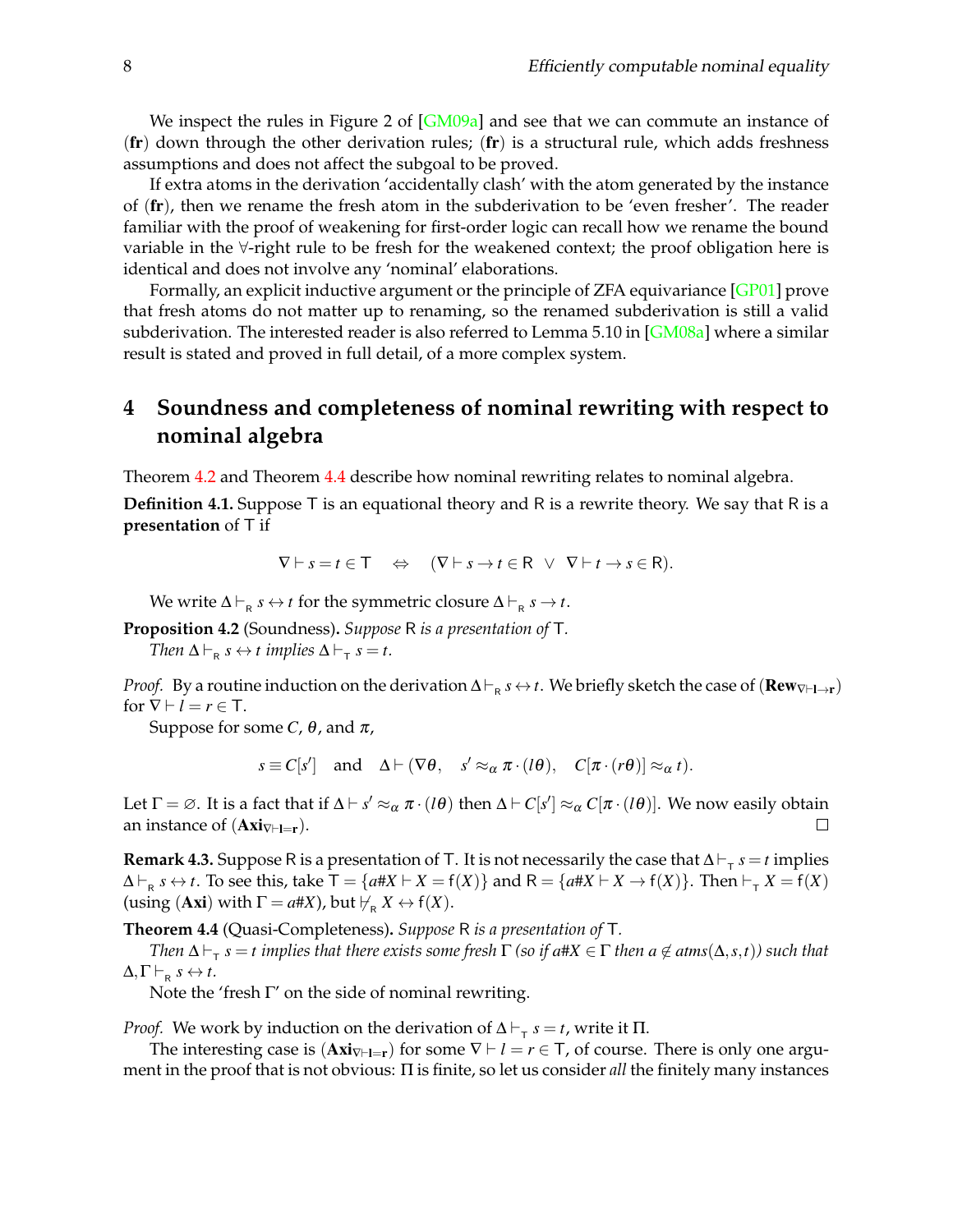We inspect the rules in Figure 2 of [GM09a] and see that we can commute an instance of (**fr**) down through the other derivation rules; (**fr**) is a structural rule, which adds freshness assumptions and does not affect the subgoal to be proved.

If extra atoms in the derivation 'accidentally clash' with the atom generated by the instance of (**fr**), then we rename the fresh atom in the subderivation to be 'even fresher'. The reader familiar with the proof of weakening for first-order logic can recall how we rename the bound variable in the $\forall$-right rule to be fresh for the weakened context; the proof obligation here is identical and does not involve any 'nominal' elaborations.

Formally, an explicit inductive argument or the principle of ZFA equivariance [GP01] prove that fresh atoms do not matter up to renaming, so the renamed subderivation is still a valid subderivation. The interested reader is also referred to Lemma 5.10 in [GM08a] where a similar result is stated and proved in full detail, of a more complex system.

# 4 Soundness and completeness of nominal rewriting with respect to nominal algebra

Theorem 4.2 and Theorem 4.4 describe how nominal rewriting relates to nominal algebra.

**Definition 4.1.** Suppose $\mathsf{T}$ is an equational theory and $\mathsf{R}$ is a rewrite theory. We say that $\mathsf{R}$ is a **presentation** of $\mathsf{T}$ if

$$\nabla \vdash s = t \in \mathsf{T} \quad \Leftrightarrow \quad (\nabla \vdash s \to t \in \mathsf{R} \;\vee\; \nabla \vdash t \to s \in \mathsf{R}).$$

We write $\Delta \vdash_{\mathsf{R}} s \leftrightarrow t$ for the symmetric closure $\Delta \vdash_{\mathsf{R}} s \to t$.

**Proposition 4.2** (Soundness). *Suppose* $\mathsf{R}$ *is a presentation of* $\mathsf{T}$.
*Then* $\Delta \vdash_{\mathsf{R}} s \leftrightarrow t$ *implies* $\Delta \vdash_{\mathsf{T}} s = t$.

*Proof.* By a routine induction on the derivation $\Delta \vdash_{\mathsf{R}} s \leftrightarrow t$. We briefly sketch the case of $(\mathbf{Rew}_{\nabla \vdash \mathbf{l} \to \mathbf{r}})$ for $\nabla \vdash l = r \in \mathsf{T}$.

Suppose for some $C$, $\theta$, and $\pi$,

$$s \equiv C[s'] \quad \text{and} \quad \Delta \vdash (\nabla\theta, \quad s' \approx_\alpha \pi \cdot (l\theta), \quad C[\pi \cdot (r\theta)] \approx_\alpha t).$$

Let $\Gamma = \varnothing$. It is a fact that if $\Delta \vdash s' \approx_\alpha \pi \cdot (l\theta)$ then $\Delta \vdash C[s'] \approx_\alpha C[\pi \cdot (l\theta)]$. We now easily obtain an instance of $(\mathbf{Axi}_{\nabla \vdash \mathbf{l} = \mathbf{r}})$. ◻

**Remark 4.3.** Suppose $\mathsf{R}$ is a presentation of $\mathsf{T}$. It is not necessarily the case that $\Delta \vdash_{\mathsf{T}} s = t$ implies $\Delta \vdash_{\mathsf{R}} s \leftrightarrow t$. To see this, take $\mathsf{T} = \{a\#X \vdash X = \mathsf{f}(X)\}$ and $\mathsf{R} = \{a\#X \vdash X \to \mathsf{f}(X)\}$. Then $\vdash_{\mathsf{T}} X = \mathsf{f}(X)$ (using (**Axi**) with $\Gamma = a\#X$), but $\not\vdash_{\mathsf{R}} X \leftrightarrow \mathsf{f}(X)$.

**Theorem 4.4** (Quasi-Completeness). *Suppose* $\mathsf{R}$ *is a presentation of* $\mathsf{T}$.
*Then* $\Delta \vdash_{\mathsf{T}} s = t$ *implies that there exists some fresh* $\Gamma$ *(so if* $a\#X \in \Gamma$ *then* $a \notin atms(\Delta, s, t)$*) such that* $\Delta, \Gamma \vdash_{\mathsf{R}} s \leftrightarrow t$.

Note the 'fresh $\Gamma$' on the side of nominal rewriting.

*Proof.* We work by induction on the derivation of $\Delta \vdash_{\mathsf{T}} s = t$, write it $\Pi$.

The interesting case is $(\mathbf{Axi}_{\nabla \vdash \mathbf{l} = \mathbf{r}})$ for some $\nabla \vdash l = r \in \mathsf{T}$, of course. There is only one argument in the proof that is not obvious: $\Pi$ is finite, so let us consider *all* the finitely many instances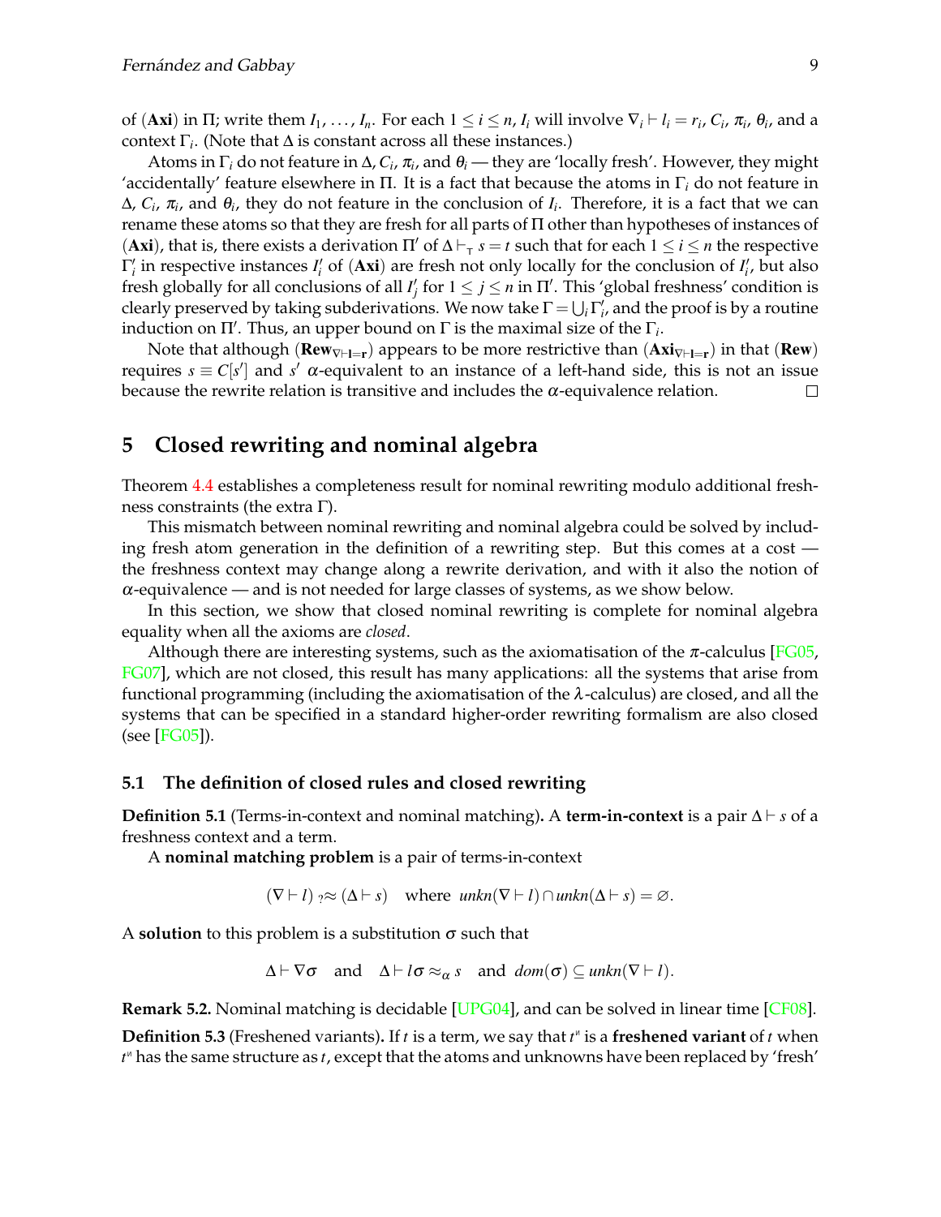of (**Axi**) in $\Pi$; write them $I_1, \ldots, I_n$. For each $1 \leq i \leq n$, $I_i$ will involve $\nabla_i \vdash l_i = r_i$, $C_i$, $\pi_i$, $\theta_i$, and a context $\Gamma_i$. (Note that $\Delta$ is constant across all these instances.)

Atoms in $\Gamma_i$ do not feature in $\Delta$, $C_i$, $\pi_i$, and $\theta_i$ — they are 'locally fresh'. However, they might 'accidentally' feature elsewhere in $\Pi$. It is a fact that because the atoms in $\Gamma_i$ do not feature in $\Delta$, $C_i$, $\pi_i$, and $\theta_i$, they do not feature in the conclusion of $I_i$. Therefore, it is a fact that we can rename these atoms so that they are fresh for all parts of $\Pi$ other than hypotheses of instances of (**Axi**), that is, there exists a derivation $\Pi'$ of $\Delta \vdash_{\mathsf{T}} s = t$ such that for each $1 \leq i \leq n$ the respective $\Gamma'_i$ in respective instances $I'_i$ of (**Axi**) are fresh not only locally for the conclusion of $I'_i$, but also fresh globally for all conclusions of all $I'_j$ for $1 \leq j \leq n$ in $\Pi'$. This 'global freshness' condition is clearly preserved by taking subderivations. We now take $\Gamma = \bigcup_i \Gamma'_i$, and the proof is by a routine induction on $\Pi'$. Thus, an upper bound on $\Gamma$ is the maximal size of the $\Gamma_i$.

Note that although ($\mathbf{Rew}_{\nabla\vdash\mathbf{l}=\mathbf{r}}$) appears to be more restrictive than ($\mathbf{Axi}_{\nabla\vdash\mathbf{l}=\mathbf{r}}$) in that (**Rew**) requires $s \equiv C[s']$ and $s'$ $\alpha$-equivalent to an instance of a left-hand side, this is not an issue because the rewrite relation is transitive and includes the $\alpha$-equivalence relation. $\square$

## 5 Closed rewriting and nominal algebra

Theorem 4.4 establishes a completeness result for nominal rewriting modulo additional freshness constraints (the extra $\Gamma$).

This mismatch between nominal rewriting and nominal algebra could be solved by including fresh atom generation in the definition of a rewriting step. But this comes at a cost — the freshness context may change along a rewrite derivation, and with it also the notion of $\alpha$-equivalence — and is not needed for large classes of systems, as we show below.

In this section, we show that closed nominal rewriting is complete for nominal algebra equality when all the axioms are *closed*.

Although there are interesting systems, such as the axiomatisation of the $\pi$-calculus [FG05, FG07], which are not closed, this result has many applications: all the systems that arise from functional programming (including the axiomatisation of the $\lambda$-calculus) are closed, and all the systems that can be specified in a standard higher-order rewriting formalism are also closed (see [FG05]).

### 5.1 The definition of closed rules and closed rewriting

**Definition 5.1** (Terms-in-context and nominal matching)**.** A **term-in-context** is a pair $\Delta \vdash s$ of a freshness context and a term.

A **nominal matching problem** is a pair of terms-in-context

$$(\nabla \vdash l) \;{}_?{\approx}\; (\Delta \vdash s) \quad \text{where } \mathit{unkn}(\nabla \vdash l) \cap \mathit{unkn}(\Delta \vdash s) = \varnothing.$$

A **solution** to this problem is a substitution $\sigma$ such that

$$\Delta \vdash \nabla\sigma \quad \text{and} \quad \Delta \vdash l\sigma \approx_\alpha s \quad \text{and} \quad \mathit{dom}(\sigma) \subseteq \mathit{unkn}(\nabla \vdash l).$$

**Remark 5.2.** Nominal matching is decidable [UPG04], and can be solved in linear time [CF08].

**Definition 5.3** (Freshened variants)**.** If $t$ is a term, we say that $t^{\text{N}}$ is a **freshened variant** of $t$ when $t^{\text{N}}$ has the same structure as $t$, except that the atoms and unknowns have been replaced by 'fresh'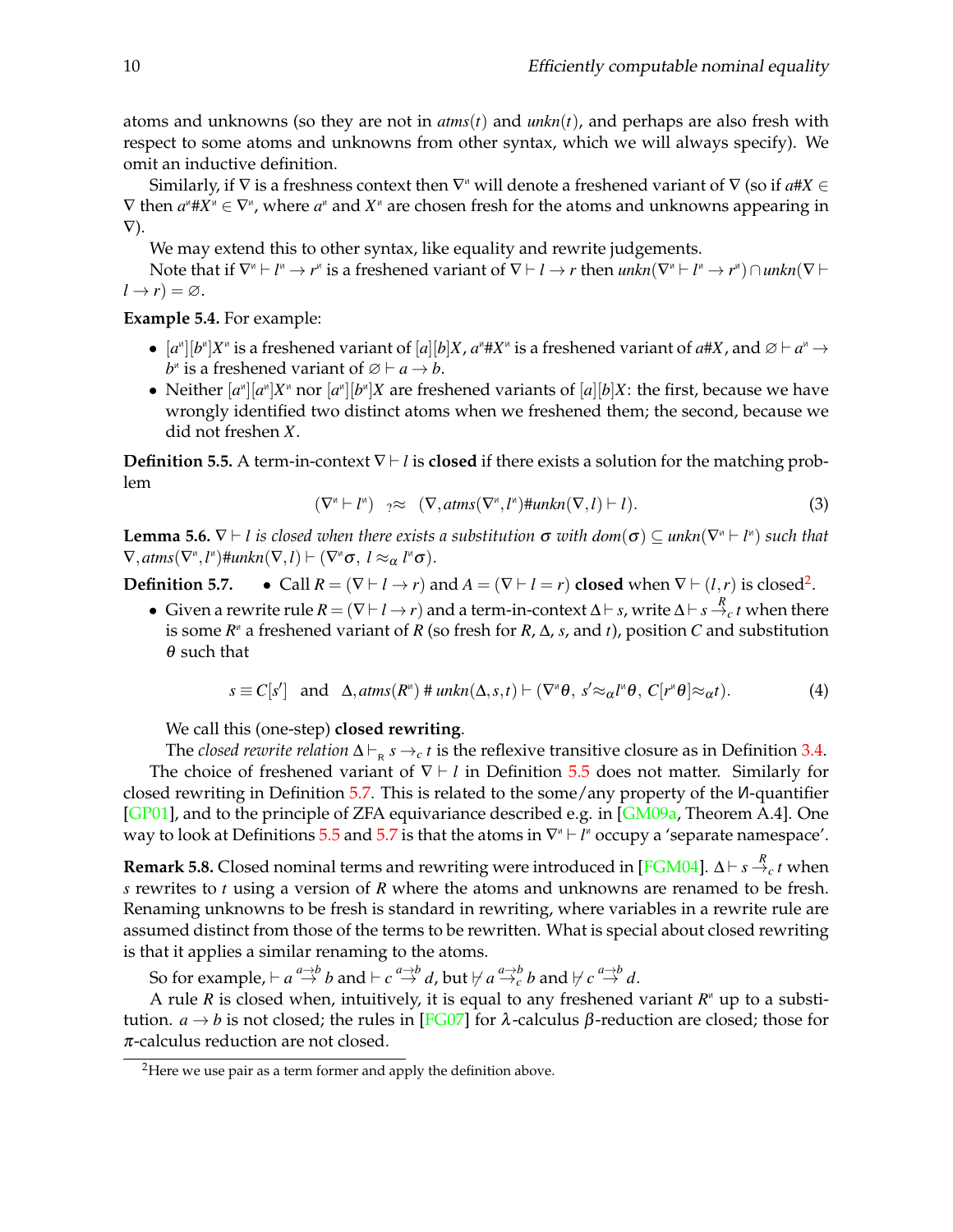atoms and unknowns (so they are not in $atms(t)$ and $unkn(t)$, and perhaps are also fresh with respect to some atoms and unknowns from other syntax, which we will always specify). We omit an inductive definition.

Similarly, if $\nabla$ is a freshness context then $\nabla^{\text{И}}$ will denote a freshened variant of $\nabla$ (so if $a\#X \in \nabla$ then $a^{\text{И}}\#X^{\text{И}} \in \nabla^{\text{И}}$, where $a^{\text{И}}$ and $X^{\text{И}}$ are chosen fresh for the atoms and unknowns appearing in $\nabla$).

We may extend this to other syntax, like equality and rewrite judgements.

Note that if $\nabla^{\text{И}} \vdash l^{\text{И}} \to r^{\text{И}}$ is a freshened variant of $\nabla \vdash l \to r$ then $unkn(\nabla^{\text{И}} \vdash l^{\text{И}} \to r^{\text{И}}) \cap unkn(\nabla \vdash l \to r) = \varnothing$.

**Example 5.4.** For example:

- $[a^{\text{И}}][b^{\text{И}}]X^{\text{И}}$ is a freshened variant of $[a][b]X$, $a^{\text{И}}\#X^{\text{И}}$ is a freshened variant of $a\#X$, and $\varnothing \vdash a^{\text{И}} \to b^{\text{И}}$ is a freshened variant of $\varnothing \vdash a \to b$.
- Neither $[a^{\text{И}}][a^{\text{И}}]X^{\text{И}}$ nor $[a^{\text{И}}][b^{\text{И}}]X$ are freshened variants of $[a][b]X$: the first, because we have wrongly identified two distinct atoms when we freshened them; the second, because we did not freshen $X$.

**Definition 5.5.** A term-in-context $\nabla \vdash l$ is **closed** if there exists a solution for the matching problem

$$(\nabla^{\text{И}} \vdash l^{\text{И}}) \quad {}_{?}{\approx} \quad (\nabla, atms(\nabla^{\text{И}}, l^{\text{И}})\#unkn(\nabla, l) \vdash l). \tag{3}$$

**Lemma 5.6.** *$\nabla \vdash l$ is closed when there exists a substitution $\sigma$ with $dom(\sigma) \subseteq unkn(\nabla^{\text{И}} \vdash l^{\text{И}})$ such that $\nabla, atms(\nabla^{\text{И}}, l^{\text{И}})\#unkn(\nabla, l) \vdash (\nabla^{\text{И}}\sigma,\ l \approx_\alpha l^{\text{И}}\sigma)$.*

**Definition 5.7.**

- Call $R = (\nabla \vdash l \to r)$ and $A = (\nabla \vdash l = r)$ **closed** when $\nabla \vdash (l, r)$ is closed[2].
- Given a rewrite rule $R = (\nabla \vdash l \to r)$ and a term-in-context $\Delta \vdash s$, write $\Delta \vdash s \overset{R}{\to}_c t$ when there is some $R^{\text{И}}$ a freshened variant of $R$ (so fresh for $R$, $\Delta$, $s$, and $t$), position $C$ and substitution $\theta$ such that

$$s \equiv C[s'] \quad \text{and} \quad \Delta, atms(R^{\text{И}})\ \#\ unkn(\Delta, s, t) \vdash (\nabla^{\text{И}}\theta,\ s' {\approx_\alpha} l^{\text{И}}\theta,\ C[r^{\text{И}}\theta] {\approx_\alpha} t). \tag{4}$$

We call this (one-step) **closed rewriting**.

The *closed rewrite relation* $\Delta \vdash_{\mathsf{R}} s \to_c t$ is the reflexive transitive closure as in Definition 3.4.

The choice of freshened variant of $\nabla \vdash l$ in Definition 5.5 does not matter. Similarly for closed rewriting in Definition 5.7. This is related to the some/any property of the И-quantifier [GP01], and to the principle of ZFA equivariance described e.g. in [GM09a, Theorem A.4]. One way to look at Definitions 5.5 and 5.7 is that the atoms in $\nabla^{\text{И}} \vdash l^{\text{И}}$ occupy a 'separate namespace'.

**Remark 5.8.** Closed nominal terms and rewriting were introduced in [FGM04]. $\Delta \vdash s \overset{R}{\to}_c t$ when $s$ rewrites to $t$ using a version of $R$ where the atoms and unknowns are renamed to be fresh. Renaming unknowns to be fresh is standard in rewriting, where variables in a rewrite rule are assumed distinct from those of the terms to be rewritten. What is special about closed rewriting is that it applies a similar renaming to the atoms.

So for example, $\vdash a \overset{a \to b}{\to} b$ and $\vdash c \overset{a \to b}{\to} d$, but $\not\vdash a \overset{a \to b}{\to}_c b$ and $\not\vdash c \overset{a \to b}{\to} d$.

A rule $R$ is closed when, intuitively, it is equal to any freshened variant $R^{\text{И}}$ up to a substitution. $a \to b$ is not closed; the rules in [FG07] for $\lambda$-calculus $\beta$-reduction are closed; those for $\pi$-calculus reduction are not closed.

[2] Here we use pair as a term former and apply the definition above.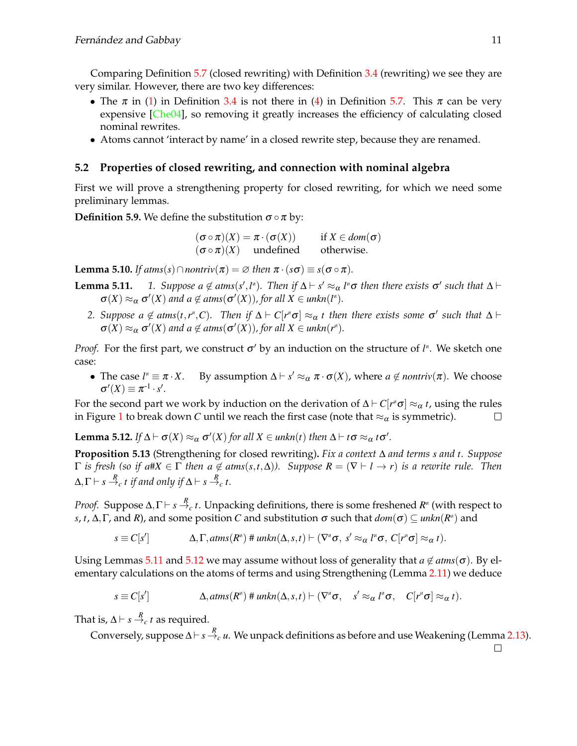Comparing Definition 5.7 (closed rewriting) with Definition 3.4 (rewriting) we see they are very similar. However, there are two key differences:

- The $\pi$ in (1) in Definition 3.4 is not there in (4) in Definition 5.7. This $\pi$ can be very expensive [Che04], so removing it greatly increases the efficiency of calculating closed nominal rewrites.
- Atoms cannot 'interact by name' in a closed rewrite step, because they are renamed.

## 5.2 Properties of closed rewriting, and connection with nominal algebra

First we will prove a strengthening property for closed rewriting, for which we need some preliminary lemmas.

**Definition 5.9.** We define the substitution $\sigma \circ \pi$ by:

$$\begin{array}{lll} (\sigma \circ \pi)(X) = \pi \cdot (\sigma(X)) & & \text{if } X \in dom(\sigma) \\ (\sigma \circ \pi)(X) & \text{undefined} & \text{otherwise.} \end{array}$$

**Lemma 5.10.** *If $atms(s) \cap nontriv(\pi) = \varnothing$ then $\pi \cdot (s\sigma) \equiv s(\sigma \circ \pi)$.*

**Lemma 5.11.**

1. *Suppose $a \notin atms(s', l^{\text{\tiny N}})$. Then if $\Delta \vdash s' \approx_\alpha l^{\text{\tiny N}}\sigma$ then there exists $\sigma'$ such that $\Delta \vdash \sigma(X) \approx_\alpha \sigma'(X)$ and $a \notin atms(\sigma'(X))$, for all $X \in unkn(l^{\text{\tiny N}})$.*
2. *Suppose $a \notin atms(t, r^{\text{\tiny N}}, C)$. Then if $\Delta \vdash C[r^{\text{\tiny N}}\sigma] \approx_\alpha t$ then there exists some $\sigma'$ such that $\Delta \vdash \sigma(X) \approx_\alpha \sigma'(X)$ and $a \notin atms(\sigma'(X))$, for all $X \in unkn(r^{\text{\tiny N}})$.*

*Proof.* For the first part, we construct $\sigma'$ by an induction on the structure of $l^{\text{\tiny N}}$. We sketch one case:

- The case $l^{\text{\tiny N}} \equiv \pi \cdot X$. By assumption $\Delta \vdash s' \approx_\alpha \pi \cdot \sigma(X)$, where $a \notin nontriv(\pi)$. We choose $\sigma'(X) \equiv \pi^{-1} \cdot s'$.

For the second part we work by induction on the derivation of $\Delta \vdash C[r^{\text{\tiny N}}\sigma] \approx_\alpha t$, using the rules in Figure 1 to break down $C$ until we reach the first case (note that $\approx_\alpha$ is symmetric). $\square$

**Lemma 5.12.** *If $\Delta \vdash \sigma(X) \approx_\alpha \sigma'(X)$ for all $X \in unkn(t)$ then $\Delta \vdash t\sigma \approx_\alpha t\sigma'$.*

**Proposition 5.13** (Strengthening for closed rewriting)**.** *Fix a context $\Delta$ and terms $s$ and $t$. Suppose $\Gamma$ is fresh (so if $a\#X \in \Gamma$ then $a \notin atms(s, t, \Delta)$). Suppose $R = (\nabla \vdash l \to r)$ is a rewrite rule. Then $\Delta, \Gamma \vdash s \stackrel{R}{\to}_c t$ if and only if $\Delta \vdash s \stackrel{R}{\to}_c t$.*

*Proof.* Suppose $\Delta, \Gamma \vdash s \stackrel{R}{\to}_c t$. Unpacking definitions, there is some freshened $R^{\text{\tiny N}}$ (with respect to $s$, $t$, $\Delta, \Gamma$, and $R$), and some position $C$ and substitution $\sigma$ such that $dom(\sigma) \subseteq unkn(R^{\text{\tiny N}})$ and

$$s \equiv C[s'] \qquad \Delta, \Gamma, atms(R^{\text{\tiny N}}) \# unkn(\Delta, s, t) \vdash (\nabla^{\text{\tiny N}}\sigma,\ s' \approx_\alpha l^{\text{\tiny N}}\sigma,\ C[r^{\text{\tiny N}}\sigma] \approx_\alpha t).$$

Using Lemmas 5.11 and 5.12 we may assume without loss of generality that $a \notin atms(\sigma)$. By elementary calculations on the atoms of terms and using Strengthening (Lemma 2.11) we deduce

$$s \equiv C[s'] \qquad \Delta, atms(R^{\text{\tiny N}}) \# unkn(\Delta, s, t) \vdash (\nabla^{\text{\tiny N}}\sigma, \quad s' \approx_\alpha l^{\text{\tiny N}}\sigma, \quad C[r^{\text{\tiny N}}\sigma] \approx_\alpha t).$$

That is, $\Delta \vdash s \stackrel{R}{\to}_c t$ as required.

Conversely, suppose $\Delta \vdash s \stackrel{R}{\to}_c u$. We unpack definitions as before and use Weakening (Lemma 2.13). $\square$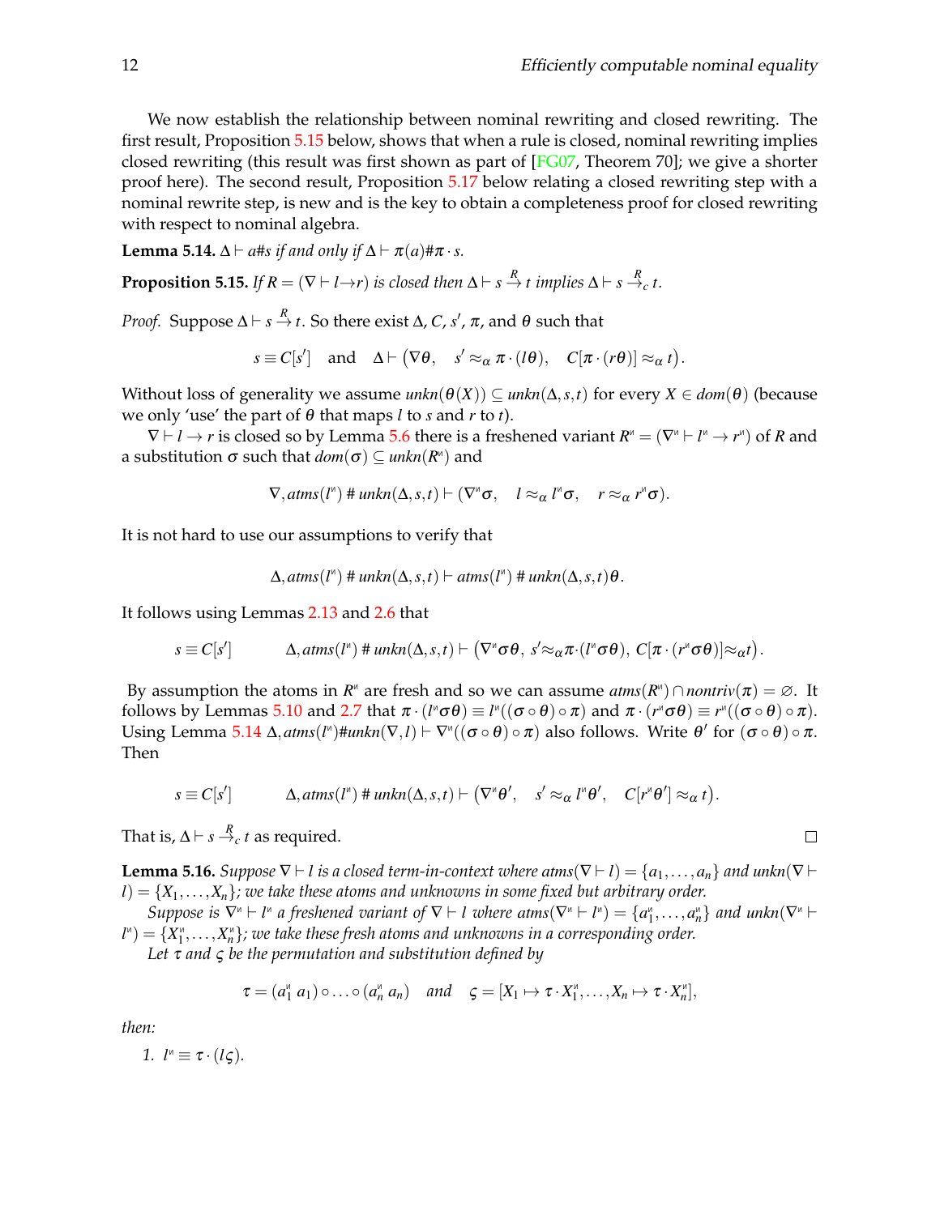We now establish the relationship between nominal rewriting and closed rewriting. The first result, Proposition 5.15 below, shows that when a rule is closed, nominal rewriting implies closed rewriting (this result was first shown as part of [FG07, Theorem 70]; we give a shorter proof here). The second result, Proposition 5.17 below relating a closed rewriting step with a nominal rewrite step, is new and is the key to obtain a completeness proof for closed rewriting with respect to nominal algebra.

**Lemma 5.14.** *$\Delta \vdash a\#s$ if and only if $\Delta \vdash \pi(a)\#\pi\cdot s$.*

**Proposition 5.15.** *If $R = (\nabla \vdash l \to r)$ is closed then $\Delta \vdash s \xrightarrow{R} t$ implies $\Delta \vdash s \xrightarrow{R}_c t$.*

*Proof.* Suppose $\Delta \vdash s \xrightarrow{R} t$. So there exist $\Delta$, $C$, $s'$, $\pi$, and $\theta$ such that

$$s \equiv C[s'] \quad \text{and} \quad \Delta \vdash \big(\nabla\theta, \quad s' \approx_\alpha \pi\cdot(l\theta), \quad C[\pi\cdot(r\theta)] \approx_\alpha t\big).$$

Without loss of generality we assume $unkn(\theta(X)) \subseteq unkn(\Delta,s,t)$ for every $X \in dom(\theta)$ (because we only 'use' the part of $\theta$ that maps $l$ to $s$ and $r$ to $t$).

$\nabla \vdash l \to r$ is closed so by Lemma 5.6 there is a freshened variant $R^{\text{ʍ}} = (\nabla^{\text{ʍ}} \vdash l^{\text{ʍ}} \to r^{\text{ʍ}})$ of $R$ and a substitution $\sigma$ such that $dom(\sigma) \subseteq unkn(R^{\text{ʍ}})$ and

$$\nabla, atms(l^{\text{ʍ}}) \# unkn(\Delta,s,t) \vdash (\nabla^{\text{ʍ}}\sigma, \quad l \approx_\alpha l^{\text{ʍ}}\sigma, \quad r \approx_\alpha r^{\text{ʍ}}\sigma).$$

It is not hard to use our assumptions to verify that

$$\Delta, atms(l^{\text{ʍ}}) \# unkn(\Delta,s,t) \vdash atms(l^{\text{ʍ}}) \# unkn(\Delta,s,t)\theta.$$

It follows using Lemmas 2.13 and 2.6 that

$$s \equiv C[s'] \qquad \Delta, atms(l^{\text{ʍ}}) \# unkn(\Delta,s,t) \vdash \big(\nabla^{\text{ʍ}}\sigma\theta,\ s' \approx_\alpha \pi\cdot(l^{\text{ʍ}}\sigma\theta),\ C[\pi\cdot(r^{\text{ʍ}}\sigma\theta)] \approx_\alpha t\big).$$

By assumption the atoms in $R^{\text{ʍ}}$ are fresh and so we can assume $atms(R^{\text{ʍ}}) \cap nontriv(\pi) = \varnothing$. It follows by Lemmas 5.10 and 2.7 that $\pi\cdot(l^{\text{ʍ}}\sigma\theta) \equiv l^{\text{ʍ}}((\sigma\circ\theta)\circ\pi)$ and $\pi\cdot(r^{\text{ʍ}}\sigma\theta) \equiv r^{\text{ʍ}}((\sigma\circ\theta)\circ\pi)$. Using Lemma 5.14 $\Delta, atms(l^{\text{ʍ}})\#unkn(\nabla,l) \vdash \nabla^{\text{ʍ}}((\sigma\circ\theta)\circ\pi)$ also follows. Write $\theta'$ for $(\sigma\circ\theta)\circ\pi$. Then

$$s \equiv C[s'] \qquad \Delta, atms(l^{\text{ʍ}}) \# unkn(\Delta,s,t) \vdash \big(\nabla^{\text{ʍ}}\theta', \quad s' \approx_\alpha l^{\text{ʍ}}\theta', \quad C[r^{\text{ʍ}}\theta'] \approx_\alpha t\big).$$

That is, $\Delta \vdash s \xrightarrow{R}_c t$ as required. ∎

**Lemma 5.16.** *Suppose $\nabla \vdash l$ is a closed term-in-context where $atms(\nabla \vdash l) = \{a_1,\ldots,a_n\}$ and $unkn(\nabla \vdash l) = \{X_1,\ldots,X_n\}$; we take these atoms and unknowns in some fixed but arbitrary order.*

*Suppose is $\nabla^{\text{ʍ}} \vdash l^{\text{ʍ}}$ a freshened variant of $\nabla \vdash l$ where $atms(\nabla^{\text{ʍ}} \vdash l^{\text{ʍ}}) = \{a_1^{\text{ʍ}},\ldots,a_n^{\text{ʍ}}\}$ and $unkn(\nabla^{\text{ʍ}} \vdash l^{\text{ʍ}}) = \{X_1^{\text{ʍ}},\ldots,X_n^{\text{ʍ}}\}$; we take these fresh atoms and unknowns in a corresponding order.*

*Let $\tau$ and $\varsigma$ be the permutation and substitution defined by*

$$\tau = (a_1^{\text{ʍ}}\ a_1)\circ\ldots\circ(a_n^{\text{ʍ}}\ a_n) \quad \text{and} \quad \varsigma = [X_1 \mapsto \tau\cdot X_1^{\text{ʍ}},\ldots,X_n \mapsto \tau\cdot X_n^{\text{ʍ}}],$$

*then:*

1. *$l^{\text{ʍ}} \equiv \tau\cdot(l\varsigma)$.*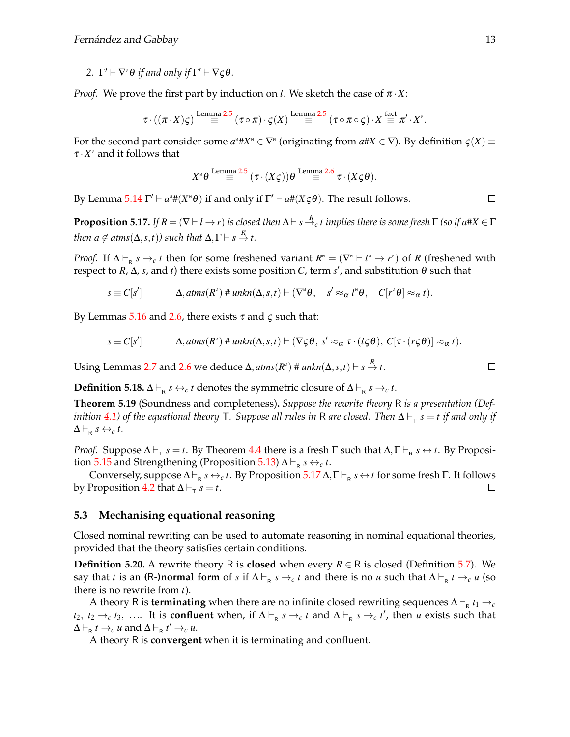2. $\Gamma' \vdash \nabla^{\text{v}}\theta$ *if and only if* $\Gamma' \vdash \nabla\varsigma\theta$.

*Proof.* We prove the first part by induction on $l$. We sketch the case of $\pi \cdot X$:

$$\tau \cdot ((\pi \cdot X)\varsigma) \overset{\text{Lemma 2.5}}{\equiv} (\tau \circ \pi) \cdot \varsigma(X) \overset{\text{Lemma 2.5}}{\equiv} (\tau \circ \pi \circ \varsigma) \cdot X \overset{\text{fact}}{\equiv} \pi' \cdot X^{\text{v}}.$$

For the second part consider some $a^{\text{v}}\#X^{\text{v}} \in \nabla^{\text{v}}$ (originating from $a\#X \in \nabla$). By definition $\varsigma(X) \equiv \tau \cdot X^{\text{v}}$ and it follows that

$$X^{\text{v}}\theta \overset{\text{Lemma 2.5}}{\equiv} (\tau \cdot (X\varsigma))\theta \overset{\text{Lemma 2.6}}{\equiv} \tau \cdot (X\varsigma\theta).$$

By Lemma 5.14 $\Gamma' \vdash a^{\text{v}}\#(X^{\text{v}}\theta)$ if and only if $\Gamma' \vdash a\#(X\varsigma\theta)$. The result follows. $\square$

**Proposition 5.17.** *If $R = (\nabla \vdash l \to r)$ is closed then $\Delta \vdash s \overset{R}{\to}_c t$ implies there is some fresh $\Gamma$ (so if $a\#X \in \Gamma$ then $a \notin atms(\Delta, s, t)$) such that $\Delta, \Gamma \vdash s \overset{R}{\to} t$.*

*Proof.* If $\Delta \vdash_{\mathsf{R}} s \to_c t$ then for some freshened variant $R^{\text{v}} = (\nabla^{\text{v}} \vdash l^{\text{v}} \to r^{\text{v}})$ of $R$ (freshened with respect to $R$, $\Delta$, $s$, and $t$) there exists some position $C$, term $s'$, and substitution $\theta$ such that

$$s \equiv C[s'] \qquad \Delta, atms(R^{\text{v}}) \# unkn(\Delta, s, t) \vdash (\nabla^{\text{v}}\theta, \quad s' \approx_\alpha l^{\text{v}}\theta, \quad C[r^{\text{v}}\theta] \approx_\alpha t).$$

By Lemmas 5.16 and 2.6, there exists $\tau$ and $\varsigma$ such that:

$$s \equiv C[s'] \qquad \Delta, atms(R^{\text{v}}) \# unkn(\Delta, s, t) \vdash (\nabla\varsigma\theta, \ s' \approx_\alpha \tau \cdot (l\varsigma\theta), \ C[\tau \cdot (r\varsigma\theta)] \approx_\alpha t).$$

Using Lemmas 2.7 and 2.6 we deduce $\Delta, atms(R^{\text{v}}) \# unkn(\Delta, s, t) \vdash s \overset{R}{\to} t$. $\square$

**Definition 5.18.** $\Delta \vdash_{\mathsf{R}} s \leftrightarrow_c t$ denotes the symmetric closure of $\Delta \vdash_{\mathsf{R}} s \to_c t$.

**Theorem 5.19** (Soundness and completeness)**.** *Suppose the rewrite theory $\mathsf{R}$ is a presentation (Definition 4.1) of the equational theory $\mathsf{T}$. Suppose all rules in $\mathsf{R}$ are closed. Then $\Delta \vdash_{\mathsf{T}} s = t$ if and only if $\Delta \vdash_{\mathsf{R}} s \leftrightarrow_c t$.*

*Proof.* Suppose $\Delta \vdash_{\mathsf{T}} s = t$. By Theorem 4.4 there is a fresh $\Gamma$ such that $\Delta, \Gamma \vdash_{\mathsf{R}} s \leftrightarrow t$. By Proposition 5.15 and Strengthening (Proposition 5.13) $\Delta \vdash_{\mathsf{R}} s \leftrightarrow_c t$.

Conversely, suppose $\Delta \vdash_{\mathsf{R}} s \leftrightarrow_c t$. By Proposition 5.17 $\Delta, \Gamma \vdash_{\mathsf{R}} s \leftrightarrow t$ for some fresh $\Gamma$. It follows by Proposition 4.2 that $\Delta \vdash_{\mathsf{T}} s = t$. $\square$

### 5.3 Mechanising equational reasoning

Closed nominal rewriting can be used to automate reasoning in nominal equational theories, provided that the theory satisfies certain conditions.

**Definition 5.20.** A rewrite theory $\mathsf{R}$ is **closed** when every $R \in \mathsf{R}$ is closed (Definition 5.7). We say that $t$ is an **(R-)normal form** of $s$ if $\Delta \vdash_{\mathsf{R}} s \to_c t$ and there is no $u$ such that $\Delta \vdash_{\mathsf{R}} t \to_c u$ (so there is no rewrite from $t$).

A theory $\mathsf{R}$ is **terminating** when there are no infinite closed rewriting sequences $\Delta \vdash_{\mathsf{R}} t_1 \to_c t_2,\ t_2 \to_c t_3,\ \ldots$. It is **confluent** when, if $\Delta \vdash_{\mathsf{R}} s \to_c t$ and $\Delta \vdash_{\mathsf{R}} s \to_c t'$, then $u$ exists such that $\Delta \vdash_{\mathsf{R}} t \to_c u$ and $\Delta \vdash_{\mathsf{R}} t' \to_c u$.

A theory $\mathsf{R}$ is **convergent** when it is terminating and confluent.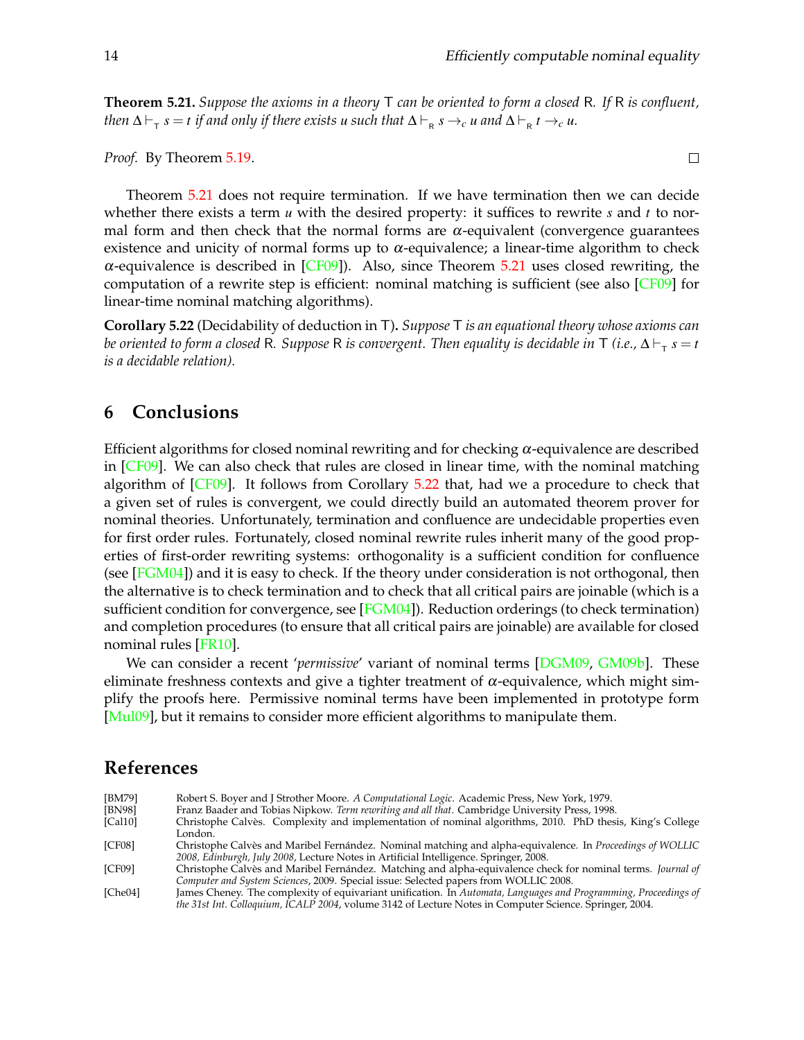**Theorem 5.21.** *Suppose the axioms in a theory* $\mathsf{T}$ *can be oriented to form a closed* $\mathsf{R}$*. If* $\mathsf{R}$ *is confluent, then* $\Delta \vdash_{\mathsf{T}} s = t$ *if and only if there exists* $u$ *such that* $\Delta \vdash_{\mathsf{R}} s \rightarrow_c u$ *and* $\Delta \vdash_{\mathsf{R}} t \rightarrow_c u$*.*

*Proof.* By Theorem 5.19. □

Theorem 5.21 does not require termination. If we have termination then we can decide whether there exists a term $u$ with the desired property: it suffices to rewrite $s$ and $t$ to normal form and then check that the normal forms are $\alpha$-equivalent (convergence guarantees existence and unicity of normal forms up to $\alpha$-equivalence; a linear-time algorithm to check $\alpha$-equivalence is described in [CF09]). Also, since Theorem 5.21 uses closed rewriting, the computation of a rewrite step is efficient: nominal matching is sufficient (see also [CF09] for linear-time nominal matching algorithms).

**Corollary 5.22** **(Decidability of deduction in** $\mathsf{T}$**).** *Suppose* $\mathsf{T}$ *is an equational theory whose axioms can be oriented to form a closed* $\mathsf{R}$*. Suppose* $\mathsf{R}$ *is convergent. Then equality is decidable in* $\mathsf{T}$ *(i.e.,* $\Delta \vdash_{\mathsf{T}} s = t$ *is a decidable relation).*

## 6 Conclusions

Efficient algorithms for closed nominal rewriting and for checking $\alpha$-equivalence are described in [CF09]. We can also check that rules are closed in linear time, with the nominal matching algorithm of [CF09]. It follows from Corollary 5.22 that, had we a procedure to check that a given set of rules is convergent, we could directly build an automated theorem prover for nominal theories. Unfortunately, termination and confluence are undecidable properties even for first order rules. Fortunately, closed nominal rewrite rules inherit many of the good properties of first-order rewriting systems: orthogonality is a sufficient condition for confluence (see [FGM04]) and it is easy to check. If the theory under consideration is not orthogonal, then the alternative is to check termination and to check that all critical pairs are joinable (which is a sufficient condition for convergence, see [FGM04]). Reduction orderings (to check termination) and completion procedures (to ensure that all critical pairs are joinable) are available for closed nominal rules [FR10].

We can consider a recent '*permissive*' variant of nominal terms [DGM09, GM09b]. These eliminate freshness contexts and give a tighter treatment of $\alpha$-equivalence, which might simplify the proofs here. Permissive nominal terms have been implemented in prototype form [Mul09], but it remains to consider more efficient algorithms to manipulate them.

## References

[BM79] Robert S. Boyer and J Strother Moore. *A Computational Logic*. Academic Press, New York, 1979.

[BN98] Franz Baader and Tobias Nipkow. *Term rewriting and all that*. Cambridge University Press, 1998.

[Cal10] Christophe Calvès. Complexity and implementation of nominal algorithms, 2010. PhD thesis, King's College London.

[CF08] Christophe Calvès and Maribel Fernández. Nominal matching and alpha-equivalence. In *Proceedings of WOLLIC 2008, Edinburgh, July 2008*, Lecture Notes in Artificial Intelligence. Springer, 2008.

[CF09] Christophe Calvès and Maribel Fernández. Matching and alpha-equivalence check for nominal terms. *Journal of Computer and System Sciences*, 2009. Special issue: Selected papers from WOLLIC 2008.

[Che04] James Cheney. The complexity of equivariant unification. In *Automata, Languages and Programming, Proceedings of the 31st Int. Colloquium, ICALP 2004*, volume 3142 of Lecture Notes in Computer Science. Springer, 2004.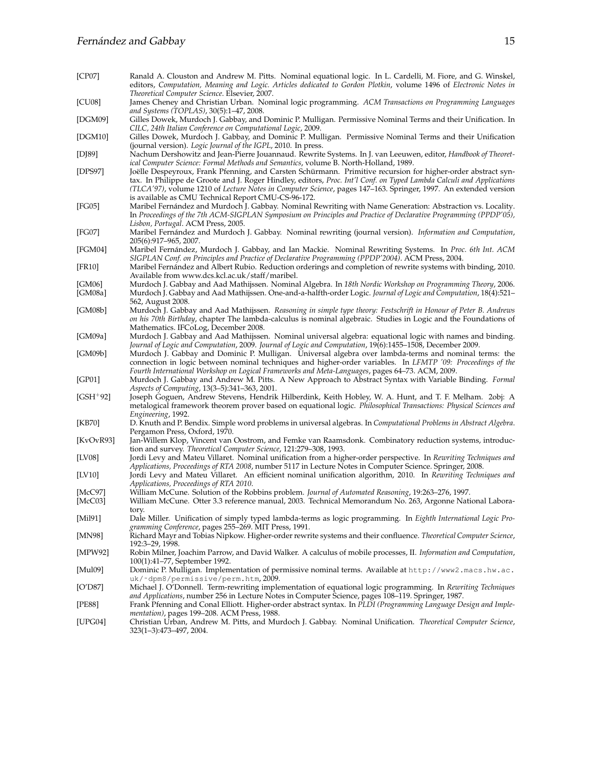[CP07] Ronald A. Clouston and Andrew M. Pitts. Nominal equational logic. In L. Cardelli, M. Fiore, and G. Winskel, editors, *Computation, Meaning and Logic. Articles dedicated to Gordon Plotkin*, volume 1496 of *Electronic Notes in Theoretical Computer Science*. Elsevier, 2007.

[CU08] James Cheney and Christian Urban. Nominal logic programming. *ACM Transactions on Programming Languages and Systems (TOPLAS)*, 30(5):1–47, 2008.

[DGM09] Gilles Dowek, Murdoch J. Gabbay, and Dominic P. Mulligan. Permissive Nominal Terms and their Unification. In *CILC, 24th Italian Conference on Computational Logic*, 2009.

[DGM10] Gilles Dowek, Murdoch J. Gabbay, and Dominic P. Mulligan. Permissive Nominal Terms and their Unification (journal version). *Logic Journal of the IGPL*, 2010. In press.

[DJ89] Nachum Dershowitz and Jean-Pierre Jouannaud. Rewrite Systems. In J. van Leeuwen, editor, *Handbook of Theoretical Computer Science: Formal Methods and Semantics*, volume B. North-Holland, 1989.

[DPS97] Joëlle Despeyroux, Frank Pfenning, and Carsten Schürmann. Primitive recursion for higher-order abstract syntax. In Philippe de Groote and J. Roger Hindley, editors, *Proc. Int'l Conf. on Typed Lambda Calculi and Applications (TLCA'97)*, volume 1210 of *Lecture Notes in Computer Science*, pages 147–163. Springer, 1997. An extended version is available as CMU Technical Report CMU-CS-96-172.

[FG05] Maribel Fernández and Murdoch J. Gabbay. Nominal Rewriting with Name Generation: Abstraction vs. Locality. In *Proceedings of the 7th ACM-SIGPLAN Symposium on Principles and Practice of Declarative Programming (PPDP'05), Lisbon, Portugal*. ACM Press, 2005.

[FG07] Maribel Fernández and Murdoch J. Gabbay. Nominal rewriting (journal version). *Information and Computation*, 205(6):917–965, 2007.

[FGM04] Maribel Fernández, Murdoch J. Gabbay, and Ian Mackie. Nominal Rewriting Systems. In *Proc. 6th Int. ACM SIGPLAN Conf. on Principles and Practice of Declarative Programming (PPDP'2004)*. ACM Press, 2004.

[FR10] Maribel Fernández and Albert Rubio. Reduction orderings and completion of rewrite systems with binding, 2010. Available from www.dcs.kcl.ac.uk/staff/maribel.

[GM06] Murdoch J. Gabbay and Aad Mathijssen. Nominal Algebra. In *18th Nordic Workshop on Programming Theory*, 2006.

[GM08a] Murdoch J. Gabbay and Aad Mathijssen. One-and-a-halfth-order Logic. *Journal of Logic and Computation*, 18(4):521–562, August 2008.

[GM08b] Murdoch J. Gabbay and Aad Mathijssen. *Reasoning in simple type theory: Festschrift in Honour of Peter B. Andrews on his 70th Birthday*, chapter The lambda-calculus is nominal algebraic. Studies in Logic and the Foundations of Mathematics. IFCoLog, December 2008.

[GM09a] Murdoch J. Gabbay and Aad Mathijssen. Nominal universal algebra: equational logic with names and binding. *Journal of Logic and Computation*, 2009. *Journal of Logic and Computation*, 19(6):1455–1508, December 2009.

[GM09b] Murdoch J. Gabbay and Dominic P. Mulligan. Universal algebra over lambda-terms and nominal terms: the connection in logic between nominal techniques and higher-order variables. In *LFMTP '09: Proceedings of the Fourth International Workshop on Logical Frameworks and Meta-Languages*, pages 64–73. ACM, 2009.

[GP01] Murdoch J. Gabbay and Andrew M. Pitts. A New Approach to Abstract Syntax with Variable Binding. *Formal Aspects of Computing*, 13(3–5):341–363, 2001.

[GSH+92] Joseph Goguen, Andrew Stevens, Hendrik Hilberdink, Keith Hobley, W. A. Hunt, and T. F. Melham. 2obj: A metalogical framework theorem prover based on equational logic. *Philosophical Transactions: Physical Sciences and Engineering*, 1992.

[KB70] D. Knuth and P. Bendix. Simple word problems in universal algebras. In *Computational Problems in Abstract Algebra*. Pergamon Press, Oxford, 1970.

[KvOvR93] Jan-Willem Klop, Vincent van Oostrom, and Femke van Raamsdonk. Combinatory reduction systems, introduction and survey. *Theoretical Computer Science*, 121:279–308, 1993.

[LV08] Jordi Levy and Mateu Villaret. Nominal unification from a higher-order perspective. In *Rewriting Techniques and Applications, Proceedings of RTA 2008*, number 5117 in Lecture Notes in Computer Science. Springer, 2008.

[LV10] Jordi Levy and Mateu Villaret. An efficient nominal unification algorithm, 2010. In *Rewriting Techniques and Applications, Proceedings of RTA 2010*.

[McC97] William McCune. Solution of the Robbins problem. *Journal of Automated Reasoning*, 19:263–276, 1997.

[McC03] William McCune. Otter 3.3 reference manual, 2003. Technical Memorandum No. 263, Argonne National Laboratory.

[Mil91] Dale Miller. Unification of simply typed lambda-terms as logic programming. In *Eighth International Logic Programming Conference*, pages 255–269. MIT Press, 1991.

[MN98] Richard Mayr and Tobias Nipkow. Higher-order rewrite systems and their confluence. *Theoretical Computer Science*, 192:3–29, 1998.

[MPW92] Robin Milner, Joachim Parrow, and David Walker. A calculus of mobile processes, II. *Information and Computation*, 100(1):41–77, September 1992.

[Mul09] Dominic P. Mulligan. Implementation of permissive nominal terms. Available at `http://www2.macs.hw.ac.uk/~dpm8/permissive/perm.htm`, 2009.

[O'D87] Michael J. O'Donnell. Term-rewriting implementation of equational logic programming. In *Rewriting Techniques and Applications*, number 256 in Lecture Notes in Computer Science, pages 108–119. Springer, 1987.

[PE88] Frank Pfenning and Conal Elliott. Higher-order abstract syntax. In *PLDI (Programming Language Design and Implementation)*, pages 199–208. ACM Press, 1988.

[UPG04] Christian Urban, Andrew M. Pitts, and Murdoch J. Gabbay. Nominal Unification. *Theoretical Computer Science*, 323(1–3):473–497, 2004.